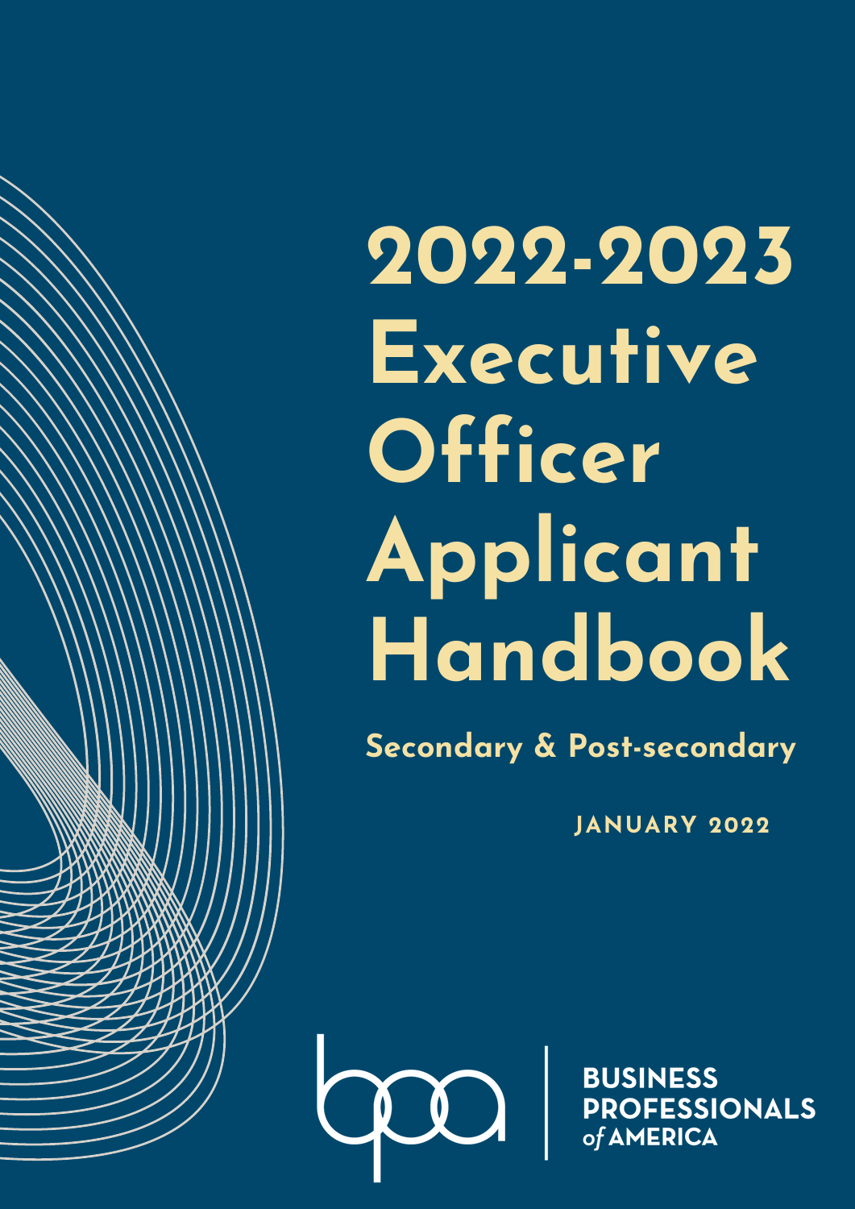# 2022-2023 Executive Officer Applicant Handbook

**Secondary & Post-secondary**

JANUARY 2022

BUSINESS PROFESSIONALS *of* AMERICA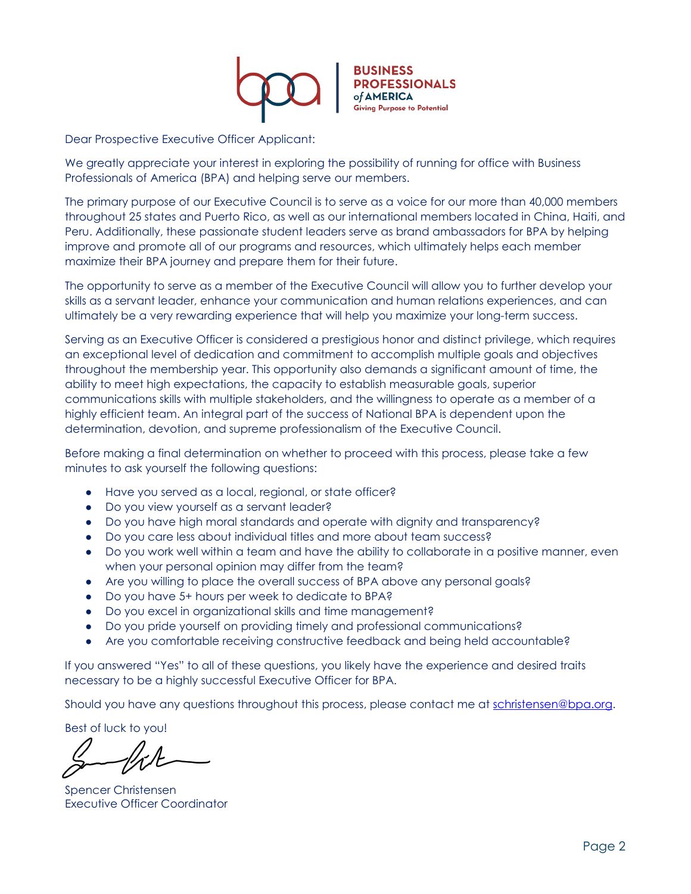Dear Prospective Executive Officer Applicant:

We greatly appreciate your interest in exploring the possibility of running for office with Business Professionals of America (BPA) and helping serve our members.

The primary purpose of our Executive Council is to serve as a voice for our more than 40,000 members throughout 25 states and Puerto Rico, as well as our international members located in China, Haiti, and Peru. Additionally, these passionate student leaders serve as brand ambassadors for BPA by helping improve and promote all of our programs and resources, which ultimately helps each member maximize their BPA journey and prepare them for their future.

The opportunity to serve as a member of the Executive Council will allow you to further develop your skills as a servant leader, enhance your communication and human relations experiences, and can ultimately be a very rewarding experience that will help you maximize your long-term success.

Serving as an Executive Officer is considered a prestigious honor and distinct privilege, which requires an exceptional level of dedication and commitment to accomplish multiple goals and objectives throughout the membership year. This opportunity also demands a significant amount of time, the ability to meet high expectations, the capacity to establish measurable goals, superior communications skills with multiple stakeholders, and the willingness to operate as a member of a highly efficient team. An integral part of the success of National BPA is dependent upon the determination, devotion, and supreme professionalism of the Executive Council.

Before making a final determination on whether to proceed with this process, please take a few minutes to ask yourself the following questions:

- Have you served as a local, regional, or state officer?
- Do you view yourself as a servant leader?
- Do you have high moral standards and operate with dignity and transparency?
- Do you care less about individual titles and more about team success?
- Do you work well within a team and have the ability to collaborate in a positive manner, even when your personal opinion may differ from the team?
- Are you willing to place the overall success of BPA above any personal goals?
- Do you have 5+ hours per week to dedicate to BPA?
- Do you excel in organizational skills and time management?
- Do you pride yourself on providing timely and professional communications?
- Are you comfortable receiving constructive feedback and being held accountable?

If you answered "Yes" to all of these questions, you likely have the experience and desired traits necessary to be a highly successful Executive Officer for BPA.

Should you have any questions throughout this process, please contact me at schristensen@bpa.org.

Best of luck to you!

Spencer Christensen
Executive Officer Coordinator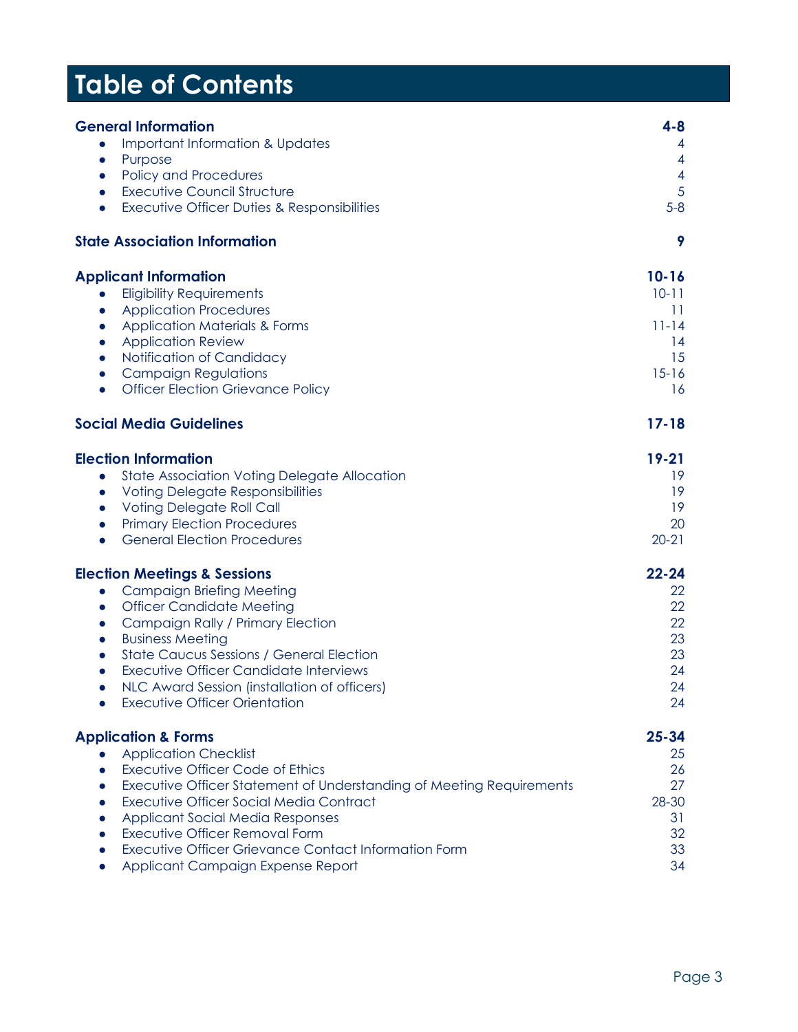# Table of Contents

| | |
|---|---|
| **General Information** | **4-8** |
| • Important Information & Updates | 4 |
| • Purpose | 4 |
| • Policy and Procedures | 4 |
| • Executive Council Structure | 5 |
| • Executive Officer Duties & Responsibilities | 5-8 |
| **State Association Information** | **9** |
| **Applicant Information** | **10-16** |
| • Eligibility Requirements | 10-11 |
| • Application Procedures | 11 |
| • Application Materials & Forms | 11-14 |
| • Application Review | 14 |
| • Notification of Candidacy | 15 |
| • Campaign Regulations | 15-16 |
| • Officer Election Grievance Policy | 16 |
| **Social Media Guidelines** | **17-18** |
| **Election Information** | **19-21** |
| • State Association Voting Delegate Allocation | 19 |
| • Voting Delegate Responsibilities | 19 |
| • Voting Delegate Roll Call | 19 |
| • Primary Election Procedures | 20 |
| • General Election Procedures | 20-21 |
| **Election Meetings & Sessions** | **22-24** |
| • Campaign Briefing Meeting | 22 |
| • Officer Candidate Meeting | 22 |
| • Campaign Rally / Primary Election | 22 |
| • Business Meeting | 23 |
| • State Caucus Sessions / General Election | 23 |
| • Executive Officer Candidate Interviews | 24 |
| • NLC Award Session (installation of officers) | 24 |
| • Executive Officer Orientation | 24 |
| **Application & Forms** | **25-34** |
| • Application Checklist | 25 |
| • Executive Officer Code of Ethics | 26 |
| • Executive Officer Statement of Understanding of Meeting Requirements | 27 |
| • Executive Officer Social Media Contract | 28-30 |
| • Applicant Social Media Responses | 31 |
| • Executive Officer Removal Form | 32 |
| • Executive Officer Grievance Contact Information Form | 33 |
| • Applicant Campaign Expense Report | 34 |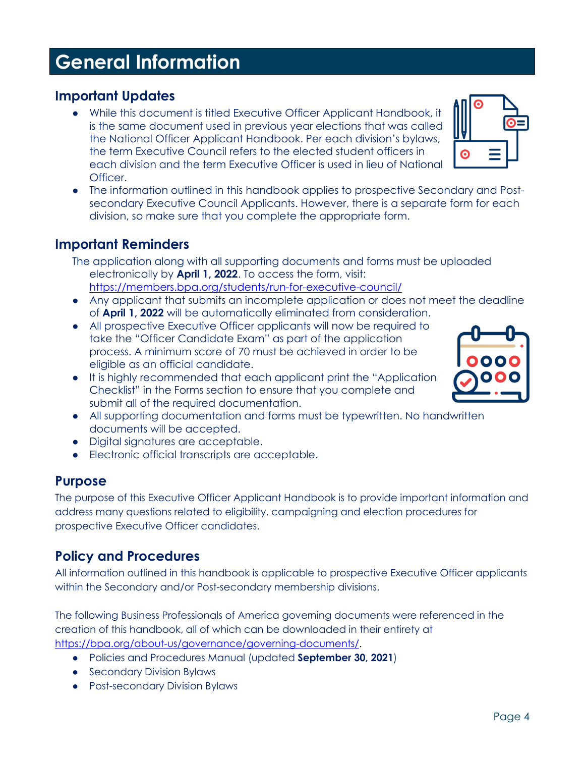# General Information

## Important Updates

- While this document is titled Executive Officer Applicant Handbook, it is the same document used in previous year elections that was called the National Officer Applicant Handbook. Per each division's bylaws, the term Executive Council refers to the elected student officers in each division and the term Executive Officer is used in lieu of National Officer.
- The information outlined in this handbook applies to prospective Secondary and Post-secondary Executive Council Applicants. However, there is a separate form for each division, so make sure that you complete the appropriate form.

## Important Reminders

The application along with all supporting documents and forms must be uploaded electronically by **April 1, 2022**. To access the form, visit: https://members.bpa.org/students/run-for-executive-council/

- Any applicant that submits an incomplete application or does not meet the deadline of **April 1, 2022** will be automatically eliminated from consideration.
- All prospective Executive Officer applicants will now be required to take the "Officer Candidate Exam" as part of the application process. A minimum score of 70 must be achieved in order to be eligible as an official candidate.
- It is highly recommended that each applicant print the "Application Checklist" in the Forms section to ensure that you complete and submit all of the required documentation.
- All supporting documentation and forms must be typewritten. No handwritten documents will be accepted.
- Digital signatures are acceptable.
- Electronic official transcripts are acceptable.

## Purpose

The purpose of this Executive Officer Applicant Handbook is to provide important information and address many questions related to eligibility, campaigning and election procedures for prospective Executive Officer candidates.

## Policy and Procedures

All information outlined in this handbook is applicable to prospective Executive Officer applicants within the Secondary and/or Post-secondary membership divisions.

The following Business Professionals of America governing documents were referenced in the creation of this handbook, all of which can be downloaded in their entirety at https://bpa.org/about-us/governance/governing-documents/.

- Policies and Procedures Manual (updated **September 30, 2021**)
- Secondary Division Bylaws
- Post-secondary Division Bylaws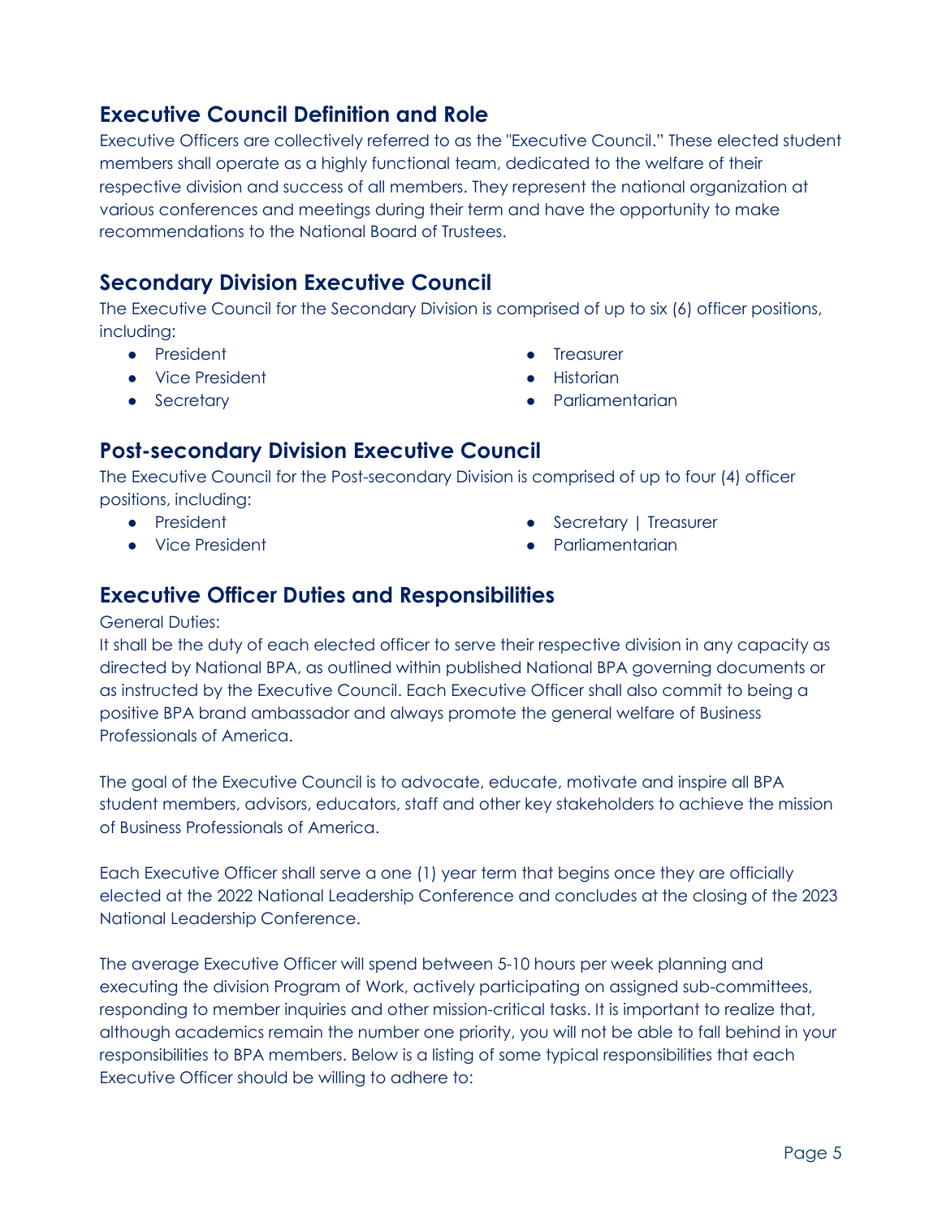## Executive Council Definition and Role

Executive Officers are collectively referred to as the "Executive Council." These elected student members shall operate as a highly functional team, dedicated to the welfare of their respective division and success of all members. They represent the national organization at various conferences and meetings during their term and have the opportunity to make recommendations to the National Board of Trustees.

## Secondary Division Executive Council

The Executive Council for the Secondary Division is comprised of up to six (6) officer positions, including:

- President
- Vice President
- Secretary
- Treasurer
- Historian
- Parliamentarian

## Post-secondary Division Executive Council

The Executive Council for the Post-secondary Division is comprised of up to four (4) officer positions, including:

- President
- Vice President
- Secretary | Treasurer
- Parliamentarian

## Executive Officer Duties and Responsibilities

General Duties:

It shall be the duty of each elected officer to serve their respective division in any capacity as directed by National BPA, as outlined within published National BPA governing documents or as instructed by the Executive Council. Each Executive Officer shall also commit to being a positive BPA brand ambassador and always promote the general welfare of Business Professionals of America.

The goal of the Executive Council is to advocate, educate, motivate and inspire all BPA student members, advisors, educators, staff and other key stakeholders to achieve the mission of Business Professionals of America.

Each Executive Officer shall serve a one (1) year term that begins once they are officially elected at the 2022 National Leadership Conference and concludes at the closing of the 2023 National Leadership Conference.

The average Executive Officer will spend between 5-10 hours per week planning and executing the division Program of Work, actively participating on assigned sub-committees, responding to member inquiries and other mission-critical tasks. It is important to realize that, although academics remain the number one priority, you will not be able to fall behind in your responsibilities to BPA members. Below is a listing of some typical responsibilities that each Executive Officer should be willing to adhere to: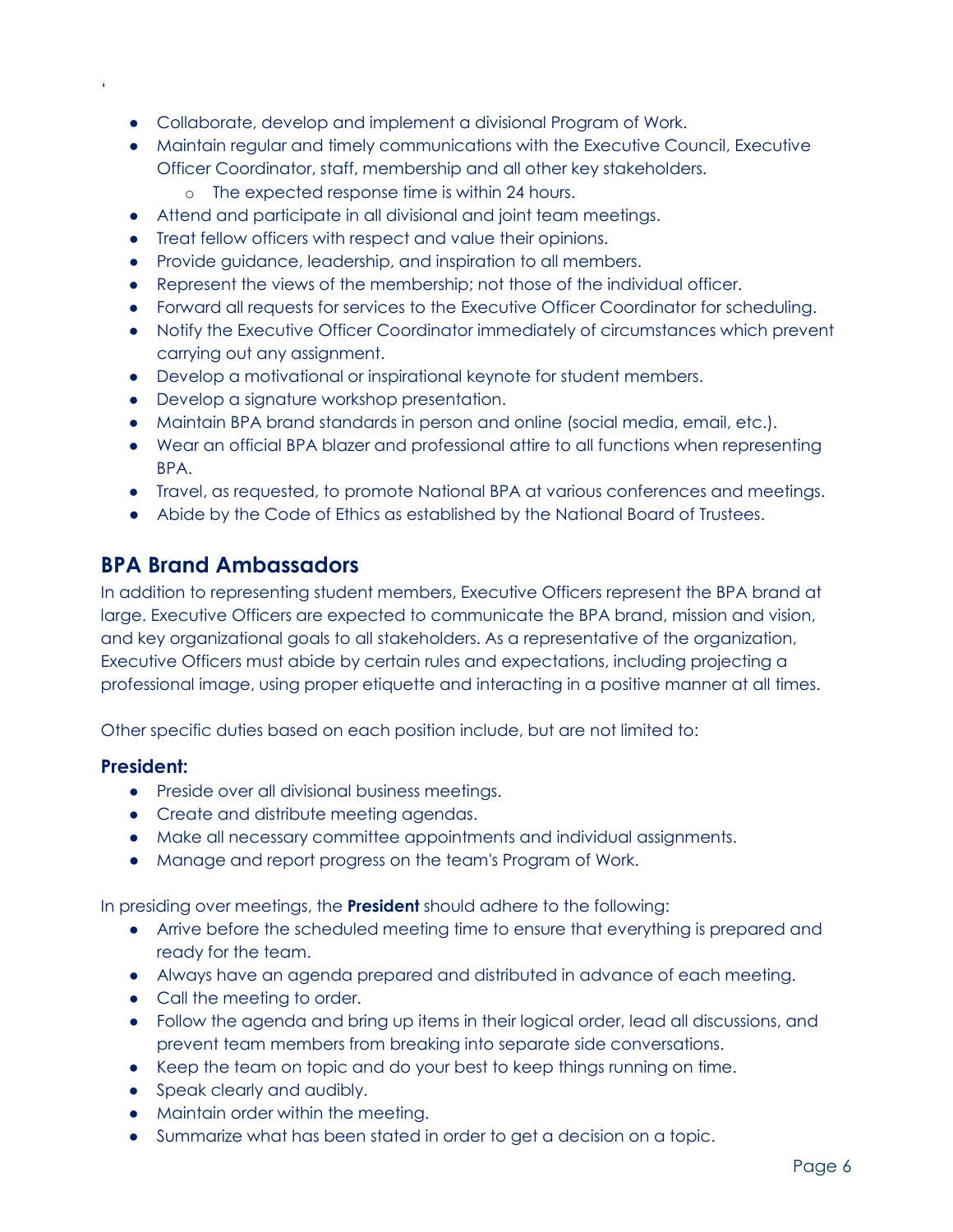- Collaborate, develop and implement a divisional Program of Work.
- Maintain regular and timely communications with the Executive Council, Executive Officer Coordinator, staff, membership and all other key stakeholders.
    - The expected response time is within 24 hours.
- Attend and participate in all divisional and joint team meetings.
- Treat fellow officers with respect and value their opinions.
- Provide guidance, leadership, and inspiration to all members.
- Represent the views of the membership; not those of the individual officer.
- Forward all requests for services to the Executive Officer Coordinator for scheduling.
- Notify the Executive Officer Coordinator immediately of circumstances which prevent carrying out any assignment.
- Develop a motivational or inspirational keynote for student members.
- Develop a signature workshop presentation.
- Maintain BPA brand standards in person and online (social media, email, etc.).
- Wear an official BPA blazer and professional attire to all functions when representing BPA.
- Travel, as requested, to promote National BPA at various conferences and meetings.
- Abide by the Code of Ethics as established by the National Board of Trustees.

## BPA Brand Ambassadors

In addition to representing student members, Executive Officers represent the BPA brand at large. Executive Officers are expected to communicate the BPA brand, mission and vision, and key organizational goals to all stakeholders. As a representative of the organization, Executive Officers must abide by certain rules and expectations, including projecting a professional image, using proper etiquette and interacting in a positive manner at all times.

Other specific duties based on each position include, but are not limited to:

### President:

- Preside over all divisional business meetings.
- Create and distribute meeting agendas.
- Make all necessary committee appointments and individual assignments.
- Manage and report progress on the team's Program of Work.

In presiding over meetings, the **President** should adhere to the following:

- Arrive before the scheduled meeting time to ensure that everything is prepared and ready for the team.
- Always have an agenda prepared and distributed in advance of each meeting.
- Call the meeting to order.
- Follow the agenda and bring up items in their logical order, lead all discussions, and prevent team members from breaking into separate side conversations.
- Keep the team on topic and do your best to keep things running on time.
- Speak clearly and audibly.
- Maintain order within the meeting.
- Summarize what has been stated in order to get a decision on a topic.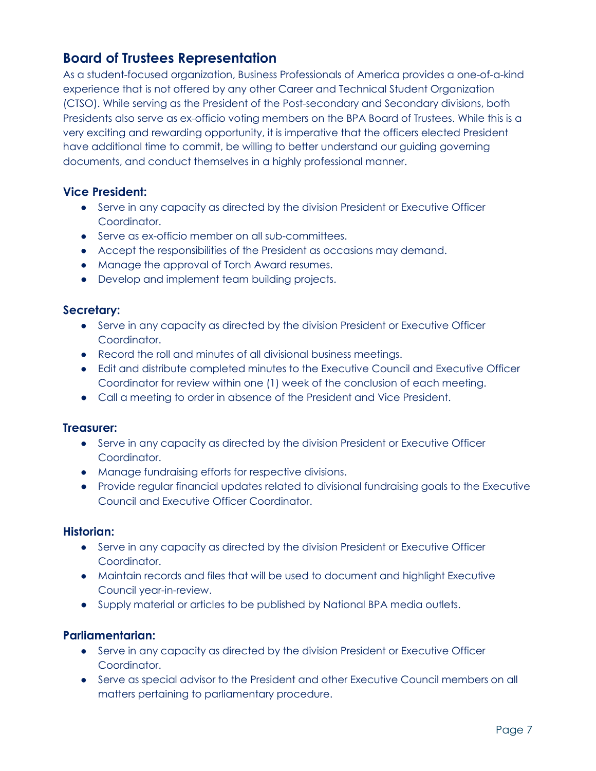## Board of Trustees Representation

As a student-focused organization, Business Professionals of America provides a one-of-a-kind experience that is not offered by any other Career and Technical Student Organization (CTSO). While serving as the President of the Post-secondary and Secondary divisions, both Presidents also serve as ex-officio voting members on the BPA Board of Trustees. While this is a very exciting and rewarding opportunity, it is imperative that the officers elected President have additional time to commit, be willing to better understand our guiding governing documents, and conduct themselves in a highly professional manner.

### Vice President:

- Serve in any capacity as directed by the division President or Executive Officer Coordinator.
- Serve as ex-officio member on all sub-committees.
- Accept the responsibilities of the President as occasions may demand.
- Manage the approval of Torch Award resumes.
- Develop and implement team building projects.

### Secretary:

- Serve in any capacity as directed by the division President or Executive Officer Coordinator.
- Record the roll and minutes of all divisional business meetings.
- Edit and distribute completed minutes to the Executive Council and Executive Officer Coordinator for review within one (1) week of the conclusion of each meeting.
- Call a meeting to order in absence of the President and Vice President.

### Treasurer:

- Serve in any capacity as directed by the division President or Executive Officer Coordinator.
- Manage fundraising efforts for respective divisions.
- Provide regular financial updates related to divisional fundraising goals to the Executive Council and Executive Officer Coordinator.

### Historian:

- Serve in any capacity as directed by the division President or Executive Officer Coordinator.
- Maintain records and files that will be used to document and highlight Executive Council year-in-review.
- Supply material or articles to be published by National BPA media outlets.

### Parliamentarian:

- Serve in any capacity as directed by the division President or Executive Officer Coordinator.
- Serve as special advisor to the President and other Executive Council members on all matters pertaining to parliamentary procedure.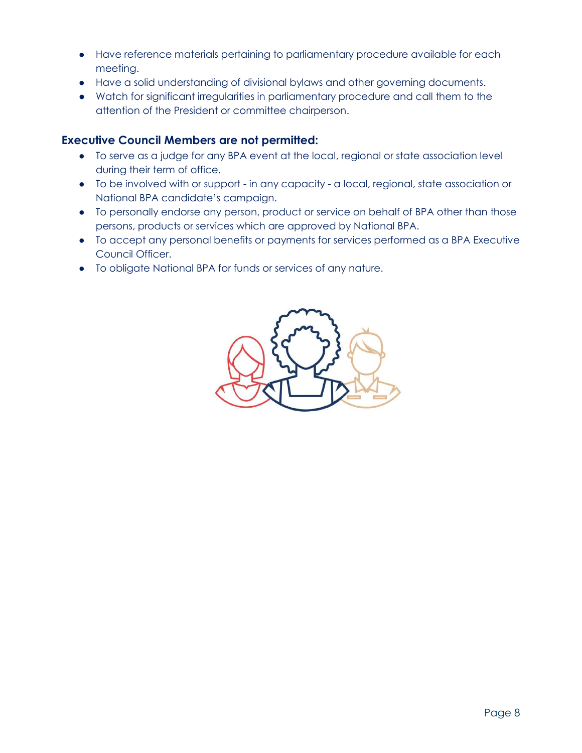- Have reference materials pertaining to parliamentary procedure available for each meeting.
- Have a solid understanding of divisional bylaws and other governing documents.
- Watch for significant irregularities in parliamentary procedure and call them to the attention of the President or committee chairperson.

### Executive Council Members are not permitted:

- To serve as a judge for any BPA event at the local, regional or state association level during their term of office.
- To be involved with or support - in any capacity - a local, regional, state association or National BPA candidate's campaign.
- To personally endorse any person, product or service on behalf of BPA other than those persons, products or services which are approved by National BPA.
- To accept any personal benefits or payments for services performed as a BPA Executive Council Officer.
- To obligate National BPA for funds or services of any nature.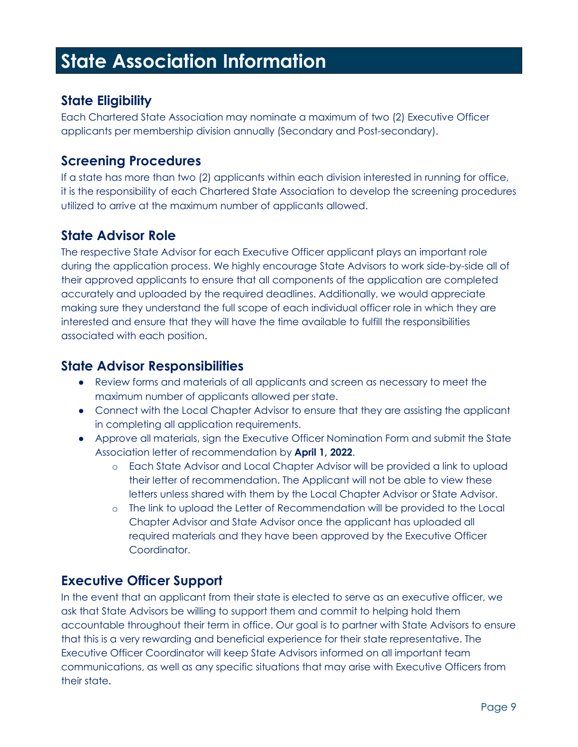# State Association Information

## State Eligibility

Each Chartered State Association may nominate a maximum of two (2) Executive Officer applicants per membership division annually (Secondary and Post-secondary).

## Screening Procedures

If a state has more than two (2) applicants within each division interested in running for office, it is the responsibility of each Chartered State Association to develop the screening procedures utilized to arrive at the maximum number of applicants allowed.

## State Advisor Role

The respective State Advisor for each Executive Officer applicant plays an important role during the application process. We highly encourage State Advisors to work side-by-side all of their approved applicants to ensure that all components of the application are completed accurately and uploaded by the required deadlines. Additionally, we would appreciate making sure they understand the full scope of each individual officer role in which they are interested and ensure that they will have the time available to fulfill the responsibilities associated with each position.

## State Advisor Responsibilities

- Review forms and materials of all applicants and screen as necessary to meet the maximum number of applicants allowed per state.
- Connect with the Local Chapter Advisor to ensure that they are assisting the applicant in completing all application requirements.
- Approve all materials, sign the Executive Officer Nomination Form and submit the State Association letter of recommendation by **April 1, 2022**.
  - Each State Advisor and Local Chapter Advisor will be provided a link to upload their letter of recommendation. The Applicant will not be able to view these letters unless shared with them by the Local Chapter Advisor or State Advisor.
  - The link to upload the Letter of Recommendation will be provided to the Local Chapter Advisor and State Advisor once the applicant has uploaded all required materials and they have been approved by the Executive Officer Coordinator.

## Executive Officer Support

In the event that an applicant from their state is elected to serve as an executive officer, we ask that State Advisors be willing to support them and commit to helping hold them accountable throughout their term in office. Our goal is to partner with State Advisors to ensure that this is a very rewarding and beneficial experience for their state representative. The Executive Officer Coordinator will keep State Advisors informed on all important team communications, as well as any specific situations that may arise with Executive Officers from their state.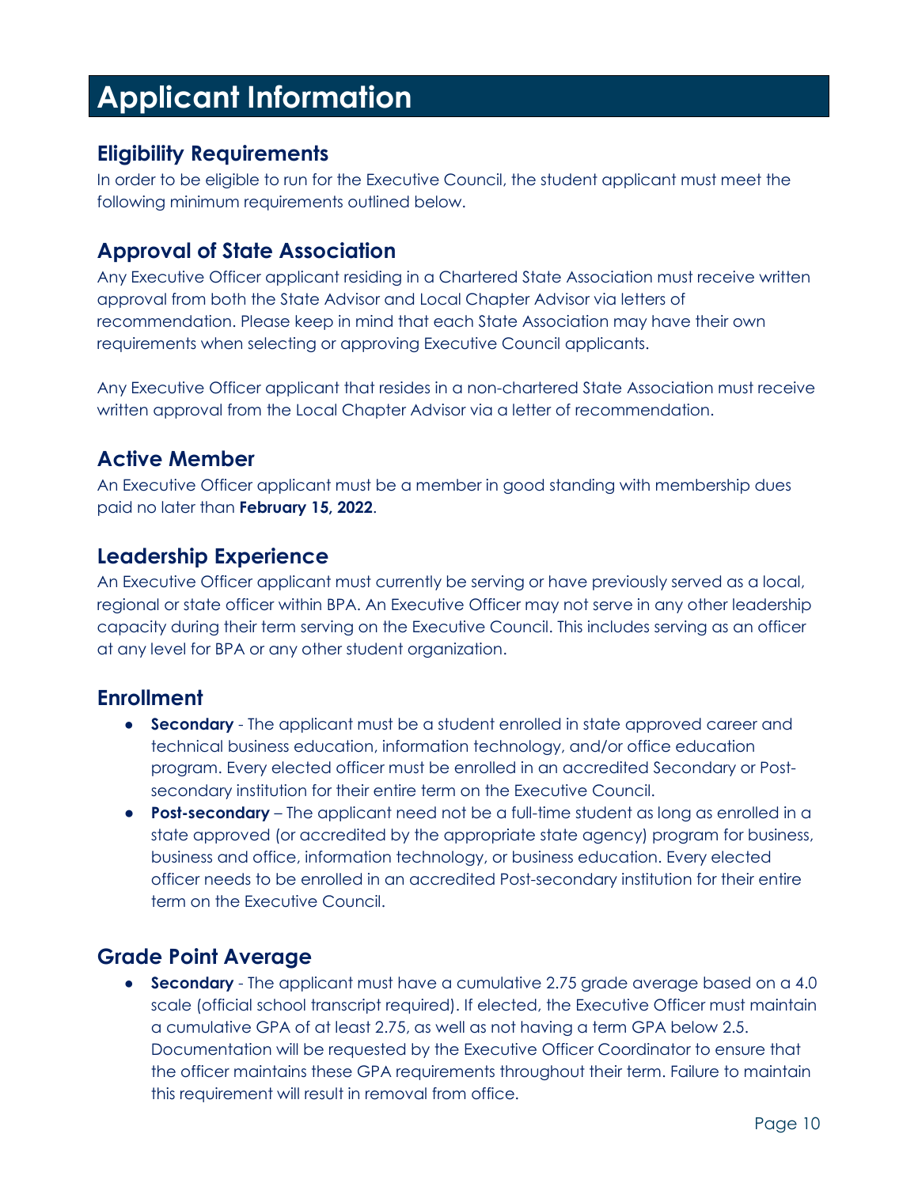# Applicant Information

## Eligibility Requirements

In order to be eligible to run for the Executive Council, the student applicant must meet the following minimum requirements outlined below.

## Approval of State Association

Any Executive Officer applicant residing in a Chartered State Association must receive written approval from both the State Advisor and Local Chapter Advisor via letters of recommendation. Please keep in mind that each State Association may have their own requirements when selecting or approving Executive Council applicants.

Any Executive Officer applicant that resides in a non-chartered State Association must receive written approval from the Local Chapter Advisor via a letter of recommendation.

## Active Member

An Executive Officer applicant must be a member in good standing with membership dues paid no later than **February 15, 2022**.

## Leadership Experience

An Executive Officer applicant must currently be serving or have previously served as a local, regional or state officer within BPA. An Executive Officer may not serve in any other leadership capacity during their term serving on the Executive Council. This includes serving as an officer at any level for BPA or any other student organization.

## Enrollment

- **Secondary** - The applicant must be a student enrolled in state approved career and technical business education, information technology, and/or office education program. Every elected officer must be enrolled in an accredited Secondary or Post-secondary institution for their entire term on the Executive Council.
- **Post-secondary** – The applicant need not be a full-time student as long as enrolled in a state approved (or accredited by the appropriate state agency) program for business, business and office, information technology, or business education. Every elected officer needs to be enrolled in an accredited Post-secondary institution for their entire term on the Executive Council.

## Grade Point Average

- **Secondary** - The applicant must have a cumulative 2.75 grade average based on a 4.0 scale (official school transcript required). If elected, the Executive Officer must maintain a cumulative GPA of at least 2.75, as well as not having a term GPA below 2.5. Documentation will be requested by the Executive Officer Coordinator to ensure that the officer maintains these GPA requirements throughout their term. Failure to maintain this requirement will result in removal from office.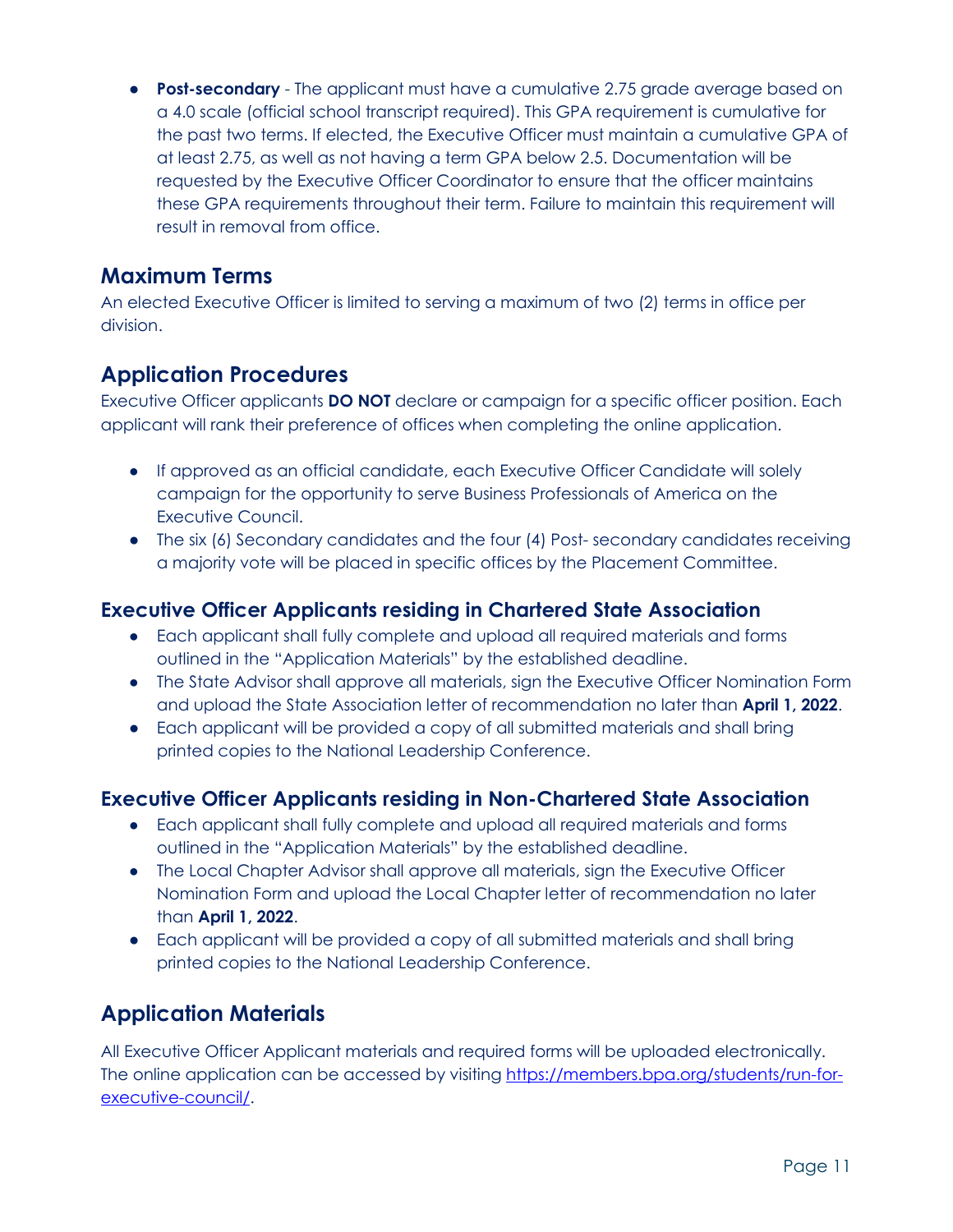- **Post-secondary** - The applicant must have a cumulative 2.75 grade average based on a 4.0 scale (official school transcript required). This GPA requirement is cumulative for the past two terms. If elected, the Executive Officer must maintain a cumulative GPA of at least 2.75, as well as not having a term GPA below 2.5. Documentation will be requested by the Executive Officer Coordinator to ensure that the officer maintains these GPA requirements throughout their term. Failure to maintain this requirement will result in removal from office.

## Maximum Terms

An elected Executive Officer is limited to serving a maximum of two (2) terms in office per division.

## Application Procedures

Executive Officer applicants **DO NOT** declare or campaign for a specific officer position. Each applicant will rank their preference of offices when completing the online application.

- If approved as an official candidate, each Executive Officer Candidate will solely campaign for the opportunity to serve Business Professionals of America on the Executive Council.
- The six (6) Secondary candidates and the four (4) Post- secondary candidates receiving a majority vote will be placed in specific offices by the Placement Committee.

### Executive Officer Applicants residing in Chartered State Association

- Each applicant shall fully complete and upload all required materials and forms outlined in the "Application Materials" by the established deadline.
- The State Advisor shall approve all materials, sign the Executive Officer Nomination Form and upload the State Association letter of recommendation no later than **April 1, 2022**.
- Each applicant will be provided a copy of all submitted materials and shall bring printed copies to the National Leadership Conference.

### Executive Officer Applicants residing in Non-Chartered State Association

- Each applicant shall fully complete and upload all required materials and forms outlined in the "Application Materials" by the established deadline.
- The Local Chapter Advisor shall approve all materials, sign the Executive Officer Nomination Form and upload the Local Chapter letter of recommendation no later than **April 1, 2022**.
- Each applicant will be provided a copy of all submitted materials and shall bring printed copies to the National Leadership Conference.

## Application Materials

All Executive Officer Applicant materials and required forms will be uploaded electronically. The online application can be accessed by visiting [https://members.bpa.org/students/run-for-executive-council/](https://members.bpa.org/students/run-for-executive-council/).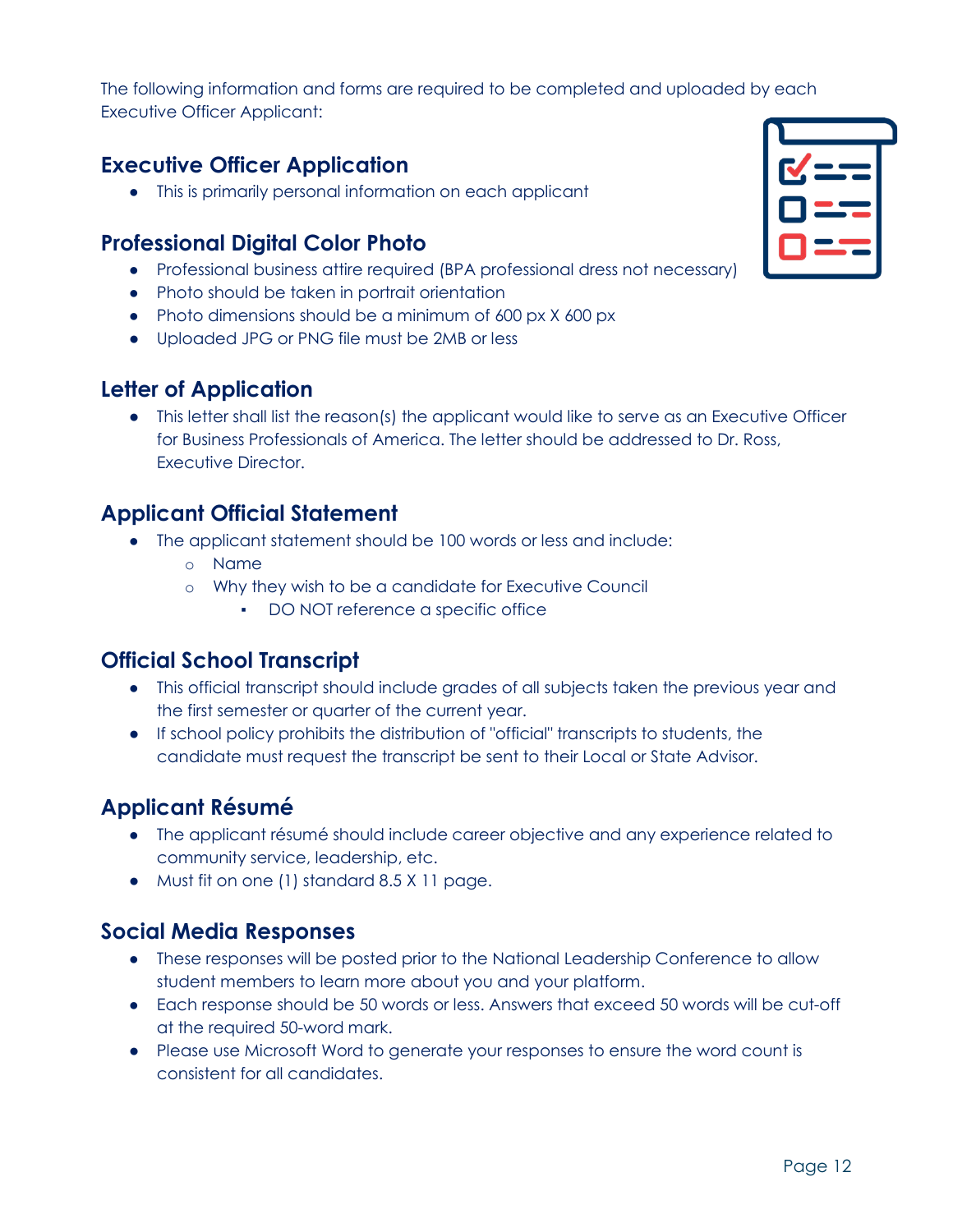The following information and forms are required to be completed and uploaded by each Executive Officer Applicant:

## Executive Officer Application

- This is primarily personal information on each applicant

## Professional Digital Color Photo

- Professional business attire required (BPA professional dress not necessary)
- Photo should be taken in portrait orientation
- Photo dimensions should be a minimum of 600 px X 600 px
- Uploaded JPG or PNG file must be 2MB or less

## Letter of Application

- This letter shall list the reason(s) the applicant would like to serve as an Executive Officer for Business Professionals of America. The letter should be addressed to Dr. Ross, Executive Director.

## Applicant Official Statement

- The applicant statement should be 100 words or less and include:
    - Name
    - Why they wish to be a candidate for Executive Council
        - DO NOT reference a specific office

## Official School Transcript

- This official transcript should include grades of all subjects taken the previous year and the first semester or quarter of the current year.
- If school policy prohibits the distribution of "official" transcripts to students, the candidate must request the transcript be sent to their Local or State Advisor.

## Applicant Résumé

- The applicant résumé should include career objective and any experience related to community service, leadership, etc.
- Must fit on one (1) standard 8.5 X 11 page.

## Social Media Responses

- These responses will be posted prior to the National Leadership Conference to allow student members to learn more about you and your platform.
- Each response should be 50 words or less. Answers that exceed 50 words will be cut-off at the required 50-word mark.
- Please use Microsoft Word to generate your responses to ensure the word count is consistent for all candidates.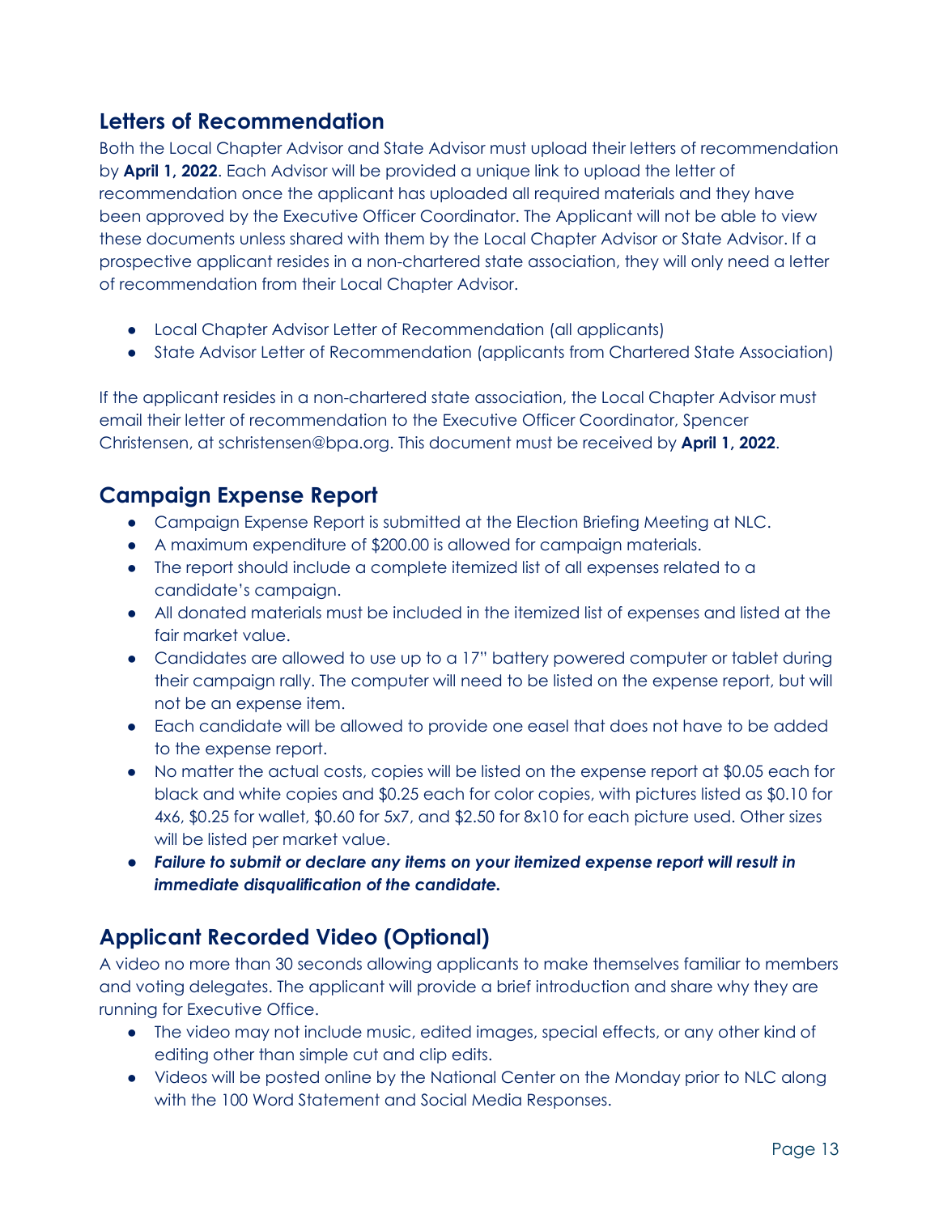## Letters of Recommendation

Both the Local Chapter Advisor and State Advisor must upload their letters of recommendation by **April 1, 2022**. Each Advisor will be provided a unique link to upload the letter of recommendation once the applicant has uploaded all required materials and they have been approved by the Executive Officer Coordinator. The Applicant will not be able to view these documents unless shared with them by the Local Chapter Advisor or State Advisor. If a prospective applicant resides in a non-chartered state association, they will only need a letter of recommendation from their Local Chapter Advisor.

- Local Chapter Advisor Letter of Recommendation (all applicants)
- State Advisor Letter of Recommendation (applicants from Chartered State Association)

If the applicant resides in a non-chartered state association, the Local Chapter Advisor must email their letter of recommendation to the Executive Officer Coordinator, Spencer Christensen, at schristensen@bpa.org. This document must be received by **April 1, 2022**.

## Campaign Expense Report

- Campaign Expense Report is submitted at the Election Briefing Meeting at NLC.
- A maximum expenditure of $200.00 is allowed for campaign materials.
- The report should include a complete itemized list of all expenses related to a candidate's campaign.
- All donated materials must be included in the itemized list of expenses and listed at the fair market value.
- Candidates are allowed to use up to a 17" battery powered computer or tablet during their campaign rally. The computer will need to be listed on the expense report, but will not be an expense item.
- Each candidate will be allowed to provide one easel that does not have to be added to the expense report.
- No matter the actual costs, copies will be listed on the expense report at $0.05 each for black and white copies and $0.25 each for color copies, with pictures listed as $0.10 for 4x6, $0.25 for wallet, $0.60 for 5x7, and $2.50 for 8x10 for each picture used. Other sizes will be listed per market value.
- ***Failure to submit or declare any items on your itemized expense report will result in immediate disqualification of the candidate.***

## Applicant Recorded Video (Optional)

A video no more than 30 seconds allowing applicants to make themselves familiar to members and voting delegates. The applicant will provide a brief introduction and share why they are running for Executive Office.

- The video may not include music, edited images, special effects, or any other kind of editing other than simple cut and clip edits.
- Videos will be posted online by the National Center on the Monday prior to NLC along with the 100 Word Statement and Social Media Responses.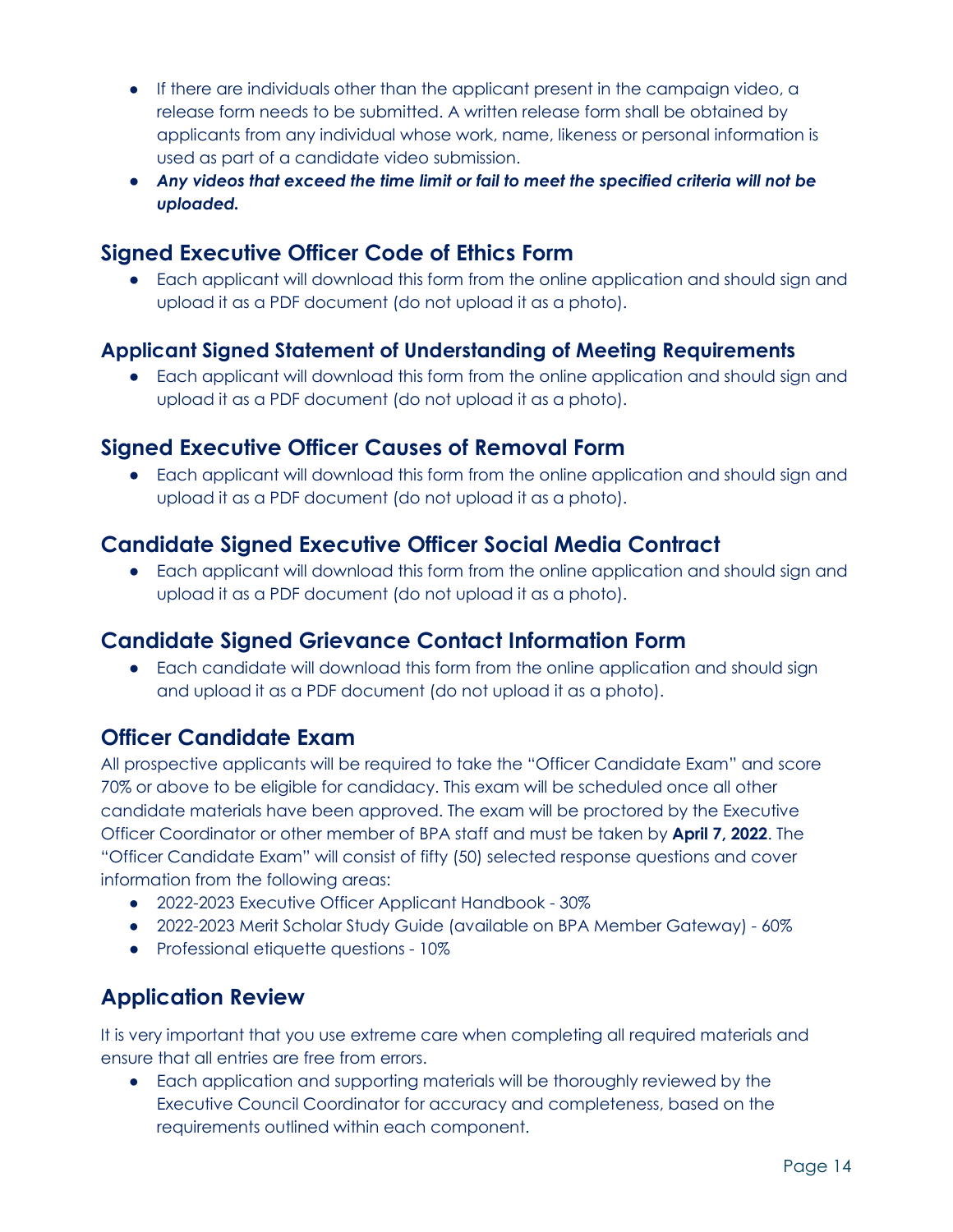- If there are individuals other than the applicant present in the campaign video, a release form needs to be submitted. A written release form shall be obtained by applicants from any individual whose work, name, likeness or personal information is used as part of a candidate video submission.
- ***Any videos that exceed the time limit or fail to meet the specified criteria will not be uploaded.***

## Signed Executive Officer Code of Ethics Form

- Each applicant will download this form from the online application and should sign and upload it as a PDF document (do not upload it as a photo).

### Applicant Signed Statement of Understanding of Meeting Requirements

- Each applicant will download this form from the online application and should sign and upload it as a PDF document (do not upload it as a photo).

## Signed Executive Officer Causes of Removal Form

- Each applicant will download this form from the online application and should sign and upload it as a PDF document (do not upload it as a photo).

## Candidate Signed Executive Officer Social Media Contract

- Each applicant will download this form from the online application and should sign and upload it as a PDF document (do not upload it as a photo).

## Candidate Signed Grievance Contact Information Form

- Each candidate will download this form from the online application and should sign and upload it as a PDF document (do not upload it as a photo).

## Officer Candidate Exam

All prospective applicants will be required to take the "Officer Candidate Exam" and score 70% or above to be eligible for candidacy. This exam will be scheduled once all other candidate materials have been approved. The exam will be proctored by the Executive Officer Coordinator or other member of BPA staff and must be taken by **April 7, 2022**. The "Officer Candidate Exam" will consist of fifty (50) selected response questions and cover information from the following areas:

- 2022-2023 Executive Officer Applicant Handbook - 30%
- 2022-2023 Merit Scholar Study Guide (available on BPA Member Gateway) - 60%
- Professional etiquette questions - 10%

## Application Review

It is very important that you use extreme care when completing all required materials and ensure that all entries are free from errors.

- Each application and supporting materials will be thoroughly reviewed by the Executive Council Coordinator for accuracy and completeness, based on the requirements outlined within each component.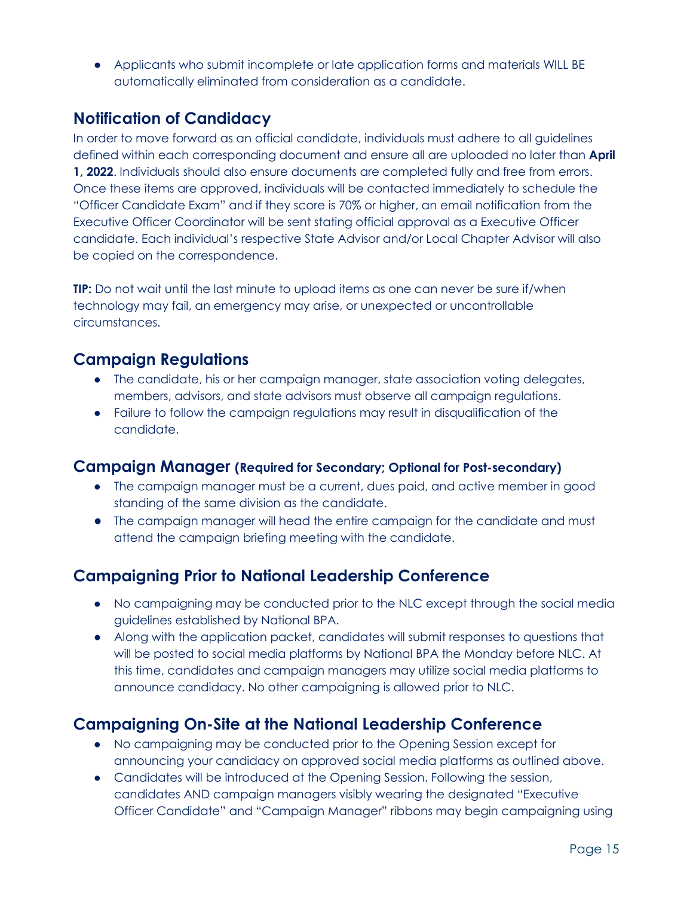- Applicants who submit incomplete or late application forms and materials WILL BE automatically eliminated from consideration as a candidate.

## Notification of Candidacy

In order to move forward as an official candidate, individuals must adhere to all guidelines defined within each corresponding document and ensure all are uploaded no later than **April 1, 2022**. Individuals should also ensure documents are completed fully and free from errors. Once these items are approved, individuals will be contacted immediately to schedule the "Officer Candidate Exam" and if they score is 70% or higher, an email notification from the Executive Officer Coordinator will be sent stating official approval as a Executive Officer candidate. Each individual's respective State Advisor and/or Local Chapter Advisor will also be copied on the correspondence.

**TIP:** Do not wait until the last minute to upload items as one can never be sure if/when technology may fail, an emergency may arise, or unexpected or uncontrollable circumstances.

## Campaign Regulations

- The candidate, his or her campaign manager, state association voting delegates, members, advisors, and state advisors must observe all campaign regulations.
- Failure to follow the campaign regulations may result in disqualification of the candidate.

### Campaign Manager (Required for Secondary; Optional for Post-secondary)

- The campaign manager must be a current, dues paid, and active member in good standing of the same division as the candidate.
- The campaign manager will head the entire campaign for the candidate and must attend the campaign briefing meeting with the candidate.

## Campaigning Prior to National Leadership Conference

- No campaigning may be conducted prior to the NLC except through the social media guidelines established by National BPA.
- Along with the application packet, candidates will submit responses to questions that will be posted to social media platforms by National BPA the Monday before NLC. At this time, candidates and campaign managers may utilize social media platforms to announce candidacy. No other campaigning is allowed prior to NLC.

## Campaigning On-Site at the National Leadership Conference

- No campaigning may be conducted prior to the Opening Session except for announcing your candidacy on approved social media platforms as outlined above.
- Candidates will be introduced at the Opening Session. Following the session, candidates AND campaign managers visibly wearing the designated "Executive Officer Candidate" and "Campaign Manager" ribbons may begin campaigning using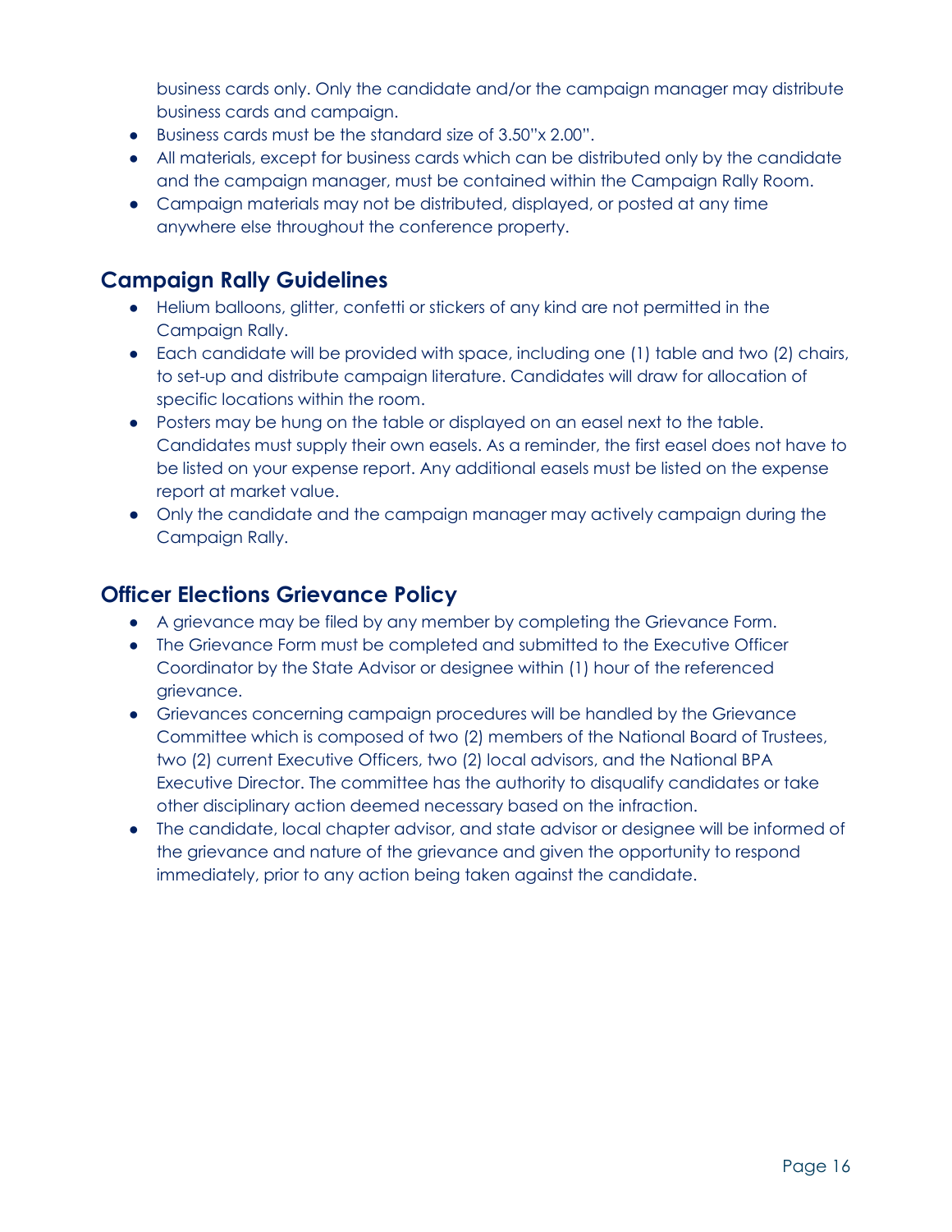business cards only. Only the candidate and/or the campaign manager may distribute business cards and campaign.

- Business cards must be the standard size of 3.50"x 2.00".
- All materials, except for business cards which can be distributed only by the candidate and the campaign manager, must be contained within the Campaign Rally Room.
- Campaign materials may not be distributed, displayed, or posted at any time anywhere else throughout the conference property.

## Campaign Rally Guidelines

- Helium balloons, glitter, confetti or stickers of any kind are not permitted in the Campaign Rally.
- Each candidate will be provided with space, including one (1) table and two (2) chairs, to set-up and distribute campaign literature. Candidates will draw for allocation of specific locations within the room.
- Posters may be hung on the table or displayed on an easel next to the table. Candidates must supply their own easels. As a reminder, the first easel does not have to be listed on your expense report. Any additional easels must be listed on the expense report at market value.
- Only the candidate and the campaign manager may actively campaign during the Campaign Rally.

## Officer Elections Grievance Policy

- A grievance may be filed by any member by completing the Grievance Form.
- The Grievance Form must be completed and submitted to the Executive Officer Coordinator by the State Advisor or designee within (1) hour of the referenced grievance.
- Grievances concerning campaign procedures will be handled by the Grievance Committee which is composed of two (2) members of the National Board of Trustees, two (2) current Executive Officers, two (2) local advisors, and the National BPA Executive Director. The committee has the authority to disqualify candidates or take other disciplinary action deemed necessary based on the infraction.
- The candidate, local chapter advisor, and state advisor or designee will be informed of the grievance and nature of the grievance and given the opportunity to respond immediately, prior to any action being taken against the candidate.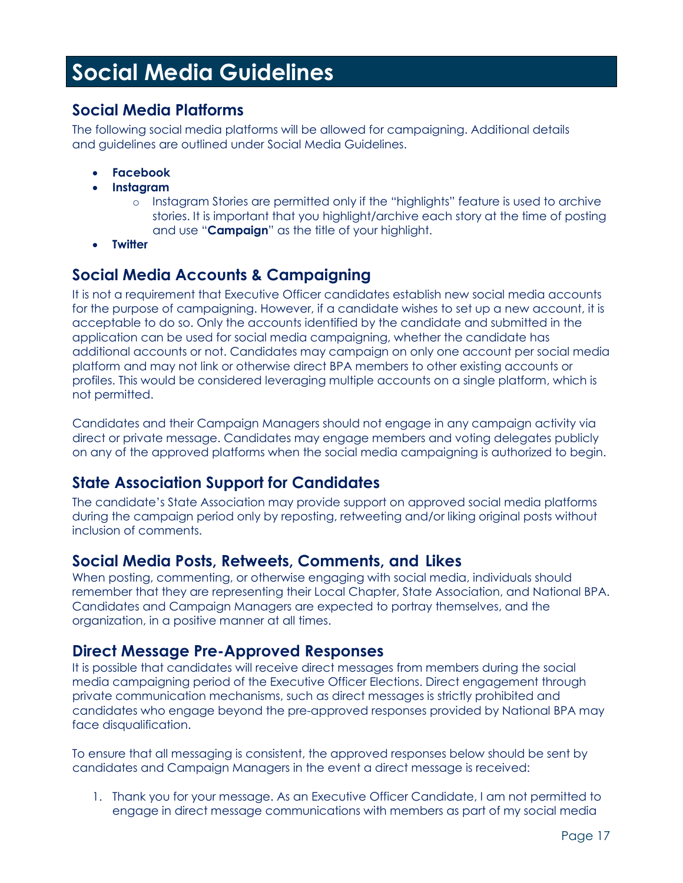# Social Media Guidelines

## Social Media Platforms

The following social media platforms will be allowed for campaigning. Additional details and guidelines are outlined under Social Media Guidelines.

- **Facebook**
- **Instagram**
  - Instagram Stories are permitted only if the "highlights" feature is used to archive stories. It is important that you highlight/archive each story at the time of posting and use "**Campaign**" as the title of your highlight.
- **Twitter**

## Social Media Accounts & Campaigning

It is not a requirement that Executive Officer candidates establish new social media accounts for the purpose of campaigning. However, if a candidate wishes to set up a new account, it is acceptable to do so. Only the accounts identified by the candidate and submitted in the application can be used for social media campaigning, whether the candidate has additional accounts or not. Candidates may campaign on only one account per social media platform and may not link or otherwise direct BPA members to other existing accounts or profiles. This would be considered leveraging multiple accounts on a single platform, which is not permitted.

Candidates and their Campaign Managers should not engage in any campaign activity via direct or private message. Candidates may engage members and voting delegates publicly on any of the approved platforms when the social media campaigning is authorized to begin.

## State Association Support for Candidates

The candidate's State Association may provide support on approved social media platforms during the campaign period only by reposting, retweeting and/or liking original posts without inclusion of comments.

## Social Media Posts, Retweets, Comments, and Likes

When posting, commenting, or otherwise engaging with social media, individuals should remember that they are representing their Local Chapter, State Association, and National BPA. Candidates and Campaign Managers are expected to portray themselves, and the organization, in a positive manner at all times.

## Direct Message Pre-Approved Responses

It is possible that candidates will receive direct messages from members during the social media campaigning period of the Executive Officer Elections. Direct engagement through private communication mechanisms, such as direct messages is strictly prohibited and candidates who engage beyond the pre-approved responses provided by National BPA may face disqualification.

To ensure that all messaging is consistent, the approved responses below should be sent by candidates and Campaign Managers in the event a direct message is received:

1. Thank you for your message. As an Executive Officer Candidate, I am not permitted to engage in direct message communications with members as part of my social media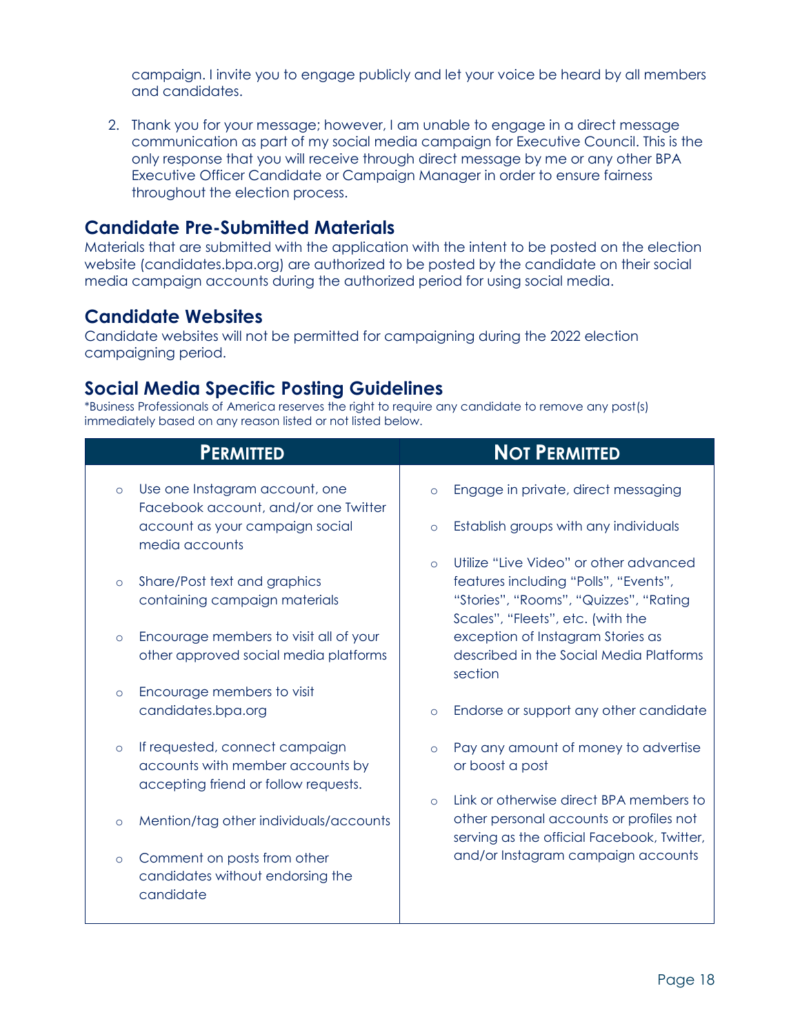campaign. I invite you to engage publicly and let your voice be heard by all members and candidates.

2. Thank you for your message; however, I am unable to engage in a direct message communication as part of my social media campaign for Executive Council. This is the only response that you will receive through direct message by me or any other BPA Executive Officer Candidate or Campaign Manager in order to ensure fairness throughout the election process.

## Candidate Pre-Submitted Materials

Materials that are submitted with the application with the intent to be posted on the election website (candidates.bpa.org) are authorized to be posted by the candidate on their social media campaign accounts during the authorized period for using social media.

## Candidate Websites

Candidate websites will not be permitted for campaigning during the 2022 election campaigning period.

## Social Media Specific Posting Guidelines

*Business Professionals of America reserves the right to require any candidate to remove any post(s) immediately based on any reason listed or not listed below.

| PERMITTED | NOT PERMITTED |
|---|---|
| ○ Use one Instagram account, one Facebook account, and/or one Twitter account as your campaign social media accounts | ○ Engage in private, direct messaging |
| ○ Share/Post text and graphics containing campaign materials | ○ Establish groups with any individuals |
| ○ Encourage members to visit all of your other approved social media platforms | ○ Utilize "Live Video" or other advanced features including "Polls", "Events", "Stories", "Rooms", "Quizzes", "Rating Scales", "Fleets", etc. (with the exception of Instagram Stories as described in the Social Media Platforms section |
| ○ Encourage members to visit candidates.bpa.org | ○ Endorse or support any other candidate |
| ○ If requested, connect campaign accounts with member accounts by accepting friend or follow requests. | ○ Pay any amount of money to advertise or boost a post |
| ○ Mention/tag other individuals/accounts | ○ Link or otherwise direct BPA members to other personal accounts or profiles not serving as the official Facebook, Twitter, and/or Instagram campaign accounts |
| ○ Comment on posts from other candidates without endorsing the candidate | |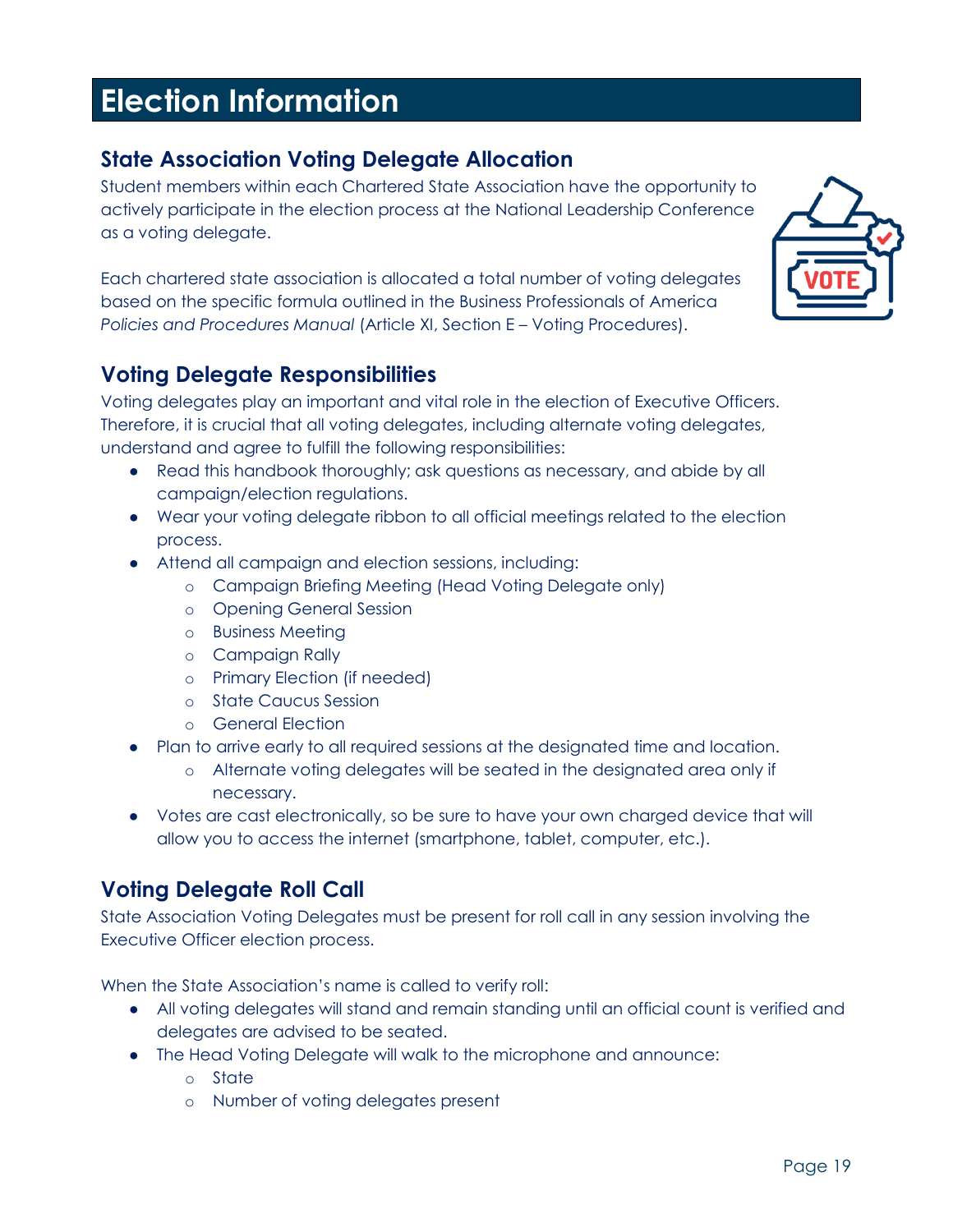# Election Information

## State Association Voting Delegate Allocation

Student members within each Chartered State Association have the opportunity to actively participate in the election process at the National Leadership Conference as a voting delegate.

Each chartered state association is allocated a total number of voting delegates based on the specific formula outlined in the Business Professionals of America *Policies and Procedures Manual* (Article XI, Section E – Voting Procedures).

## Voting Delegate Responsibilities

Voting delegates play an important and vital role in the election of Executive Officers. Therefore, it is crucial that all voting delegates, including alternate voting delegates, understand and agree to fulfill the following responsibilities:

- Read this handbook thoroughly; ask questions as necessary, and abide by all campaign/election regulations.
- Wear your voting delegate ribbon to all official meetings related to the election process.
- Attend all campaign and election sessions, including:
  - Campaign Briefing Meeting (Head Voting Delegate only)
  - Opening General Session
  - Business Meeting
  - Campaign Rally
  - Primary Election (if needed)
  - State Caucus Session
  - General Election
- Plan to arrive early to all required sessions at the designated time and location.
  - Alternate voting delegates will be seated in the designated area only if necessary.
- Votes are cast electronically, so be sure to have your own charged device that will allow you to access the internet (smartphone, tablet, computer, etc.).

## Voting Delegate Roll Call

State Association Voting Delegates must be present for roll call in any session involving the Executive Officer election process.

When the State Association's name is called to verify roll:

- All voting delegates will stand and remain standing until an official count is verified and delegates are advised to be seated.
- The Head Voting Delegate will walk to the microphone and announce:
  - State
  - Number of voting delegates present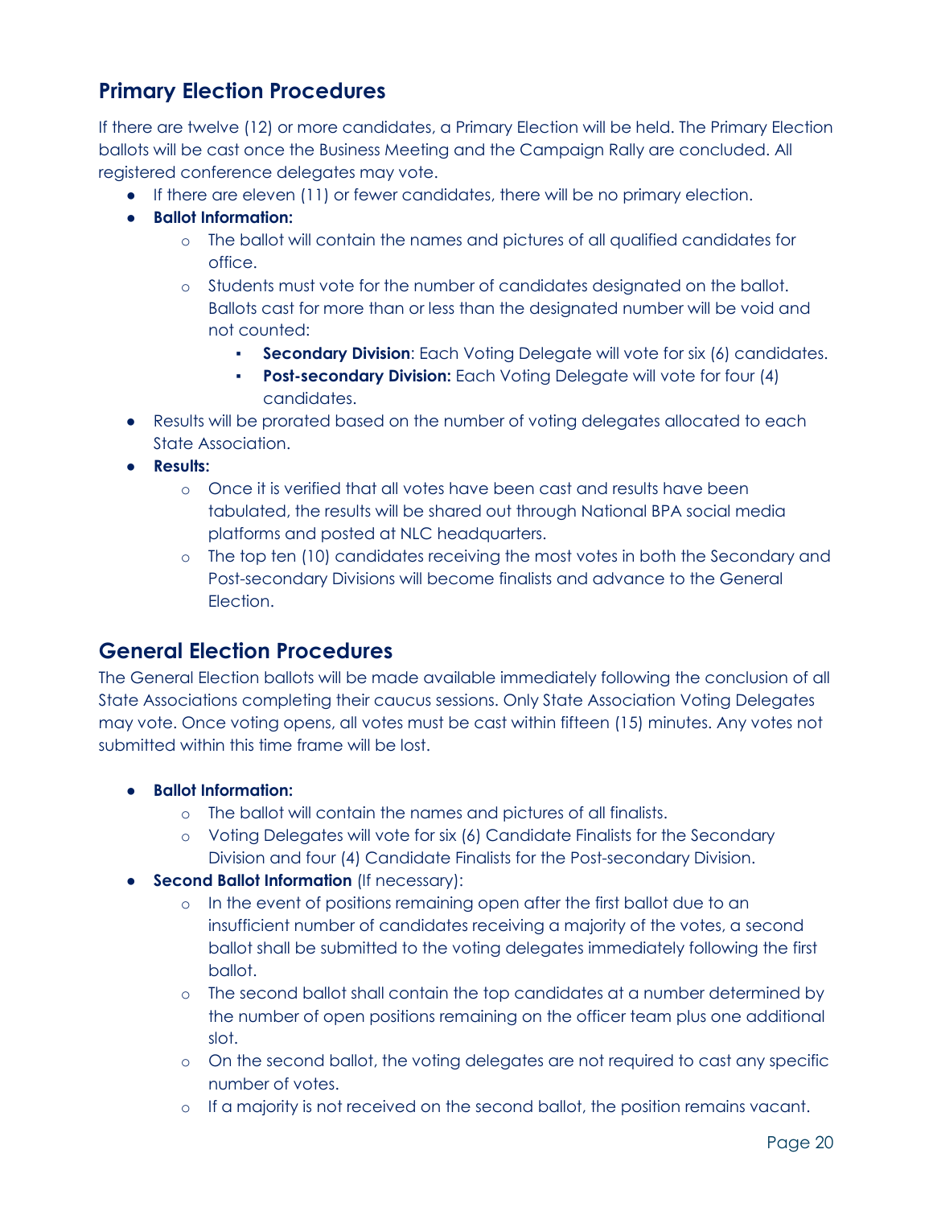## Primary Election Procedures

If there are twelve (12) or more candidates, a Primary Election will be held. The Primary Election ballots will be cast once the Business Meeting and the Campaign Rally are concluded. All registered conference delegates may vote.

- If there are eleven (11) or fewer candidates, there will be no primary election.
- **Ballot Information:**
  - The ballot will contain the names and pictures of all qualified candidates for office.
  - Students must vote for the number of candidates designated on the ballot. Ballots cast for more than or less than the designated number will be void and not counted:
    - **Secondary Division**: Each Voting Delegate will vote for six (6) candidates.
    - **Post-secondary Division:** Each Voting Delegate will vote for four (4) candidates.
- Results will be prorated based on the number of voting delegates allocated to each State Association.
- **Results:**
  - Once it is verified that all votes have been cast and results have been tabulated, the results will be shared out through National BPA social media platforms and posted at NLC headquarters.
  - The top ten (10) candidates receiving the most votes in both the Secondary and Post-secondary Divisions will become finalists and advance to the General Election.

## General Election Procedures

The General Election ballots will be made available immediately following the conclusion of all State Associations completing their caucus sessions. Only State Association Voting Delegates may vote. Once voting opens, all votes must be cast within fifteen (15) minutes. Any votes not submitted within this time frame will be lost.

- **Ballot Information:**
  - The ballot will contain the names and pictures of all finalists.
  - Voting Delegates will vote for six (6) Candidate Finalists for the Secondary Division and four (4) Candidate Finalists for the Post-secondary Division.
- **Second Ballot Information** (If necessary):
  - In the event of positions remaining open after the first ballot due to an insufficient number of candidates receiving a majority of the votes, a second ballot shall be submitted to the voting delegates immediately following the first ballot.
  - The second ballot shall contain the top candidates at a number determined by the number of open positions remaining on the officer team plus one additional slot.
  - On the second ballot, the voting delegates are not required to cast any specific number of votes.
  - If a majority is not received on the second ballot, the position remains vacant.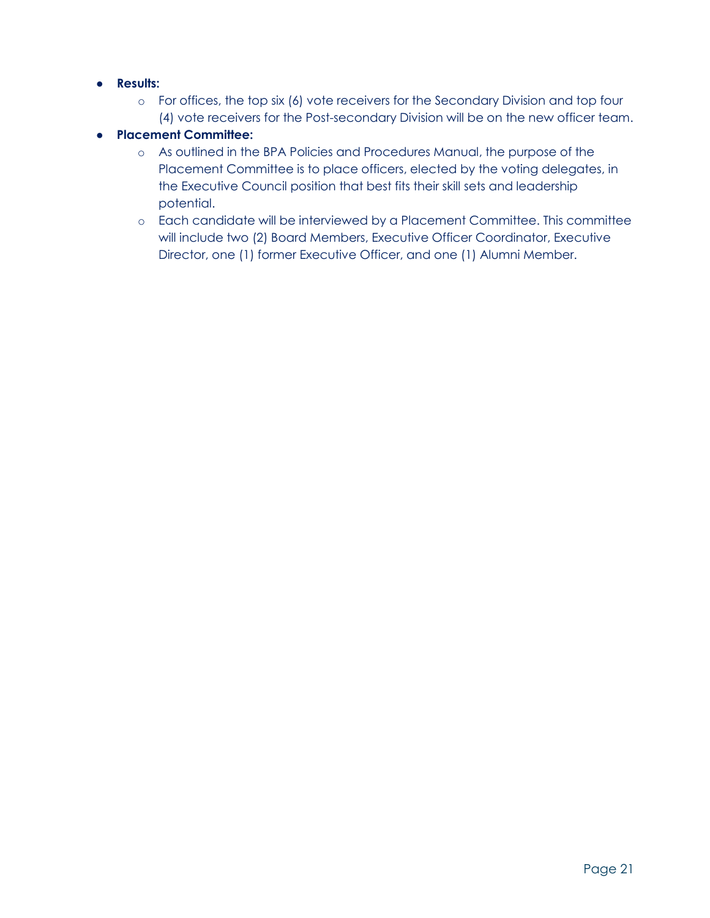- **Results:**
  - For offices, the top six (6) vote receivers for the Secondary Division and top four (4) vote receivers for the Post-secondary Division will be on the new officer team.
- **Placement Committee:**
  - As outlined in the BPA Policies and Procedures Manual, the purpose of the Placement Committee is to place officers, elected by the voting delegates, in the Executive Council position that best fits their skill sets and leadership potential.
  - Each candidate will be interviewed by a Placement Committee. This committee will include two (2) Board Members, Executive Officer Coordinator, Executive Director, one (1) former Executive Officer, and one (1) Alumni Member.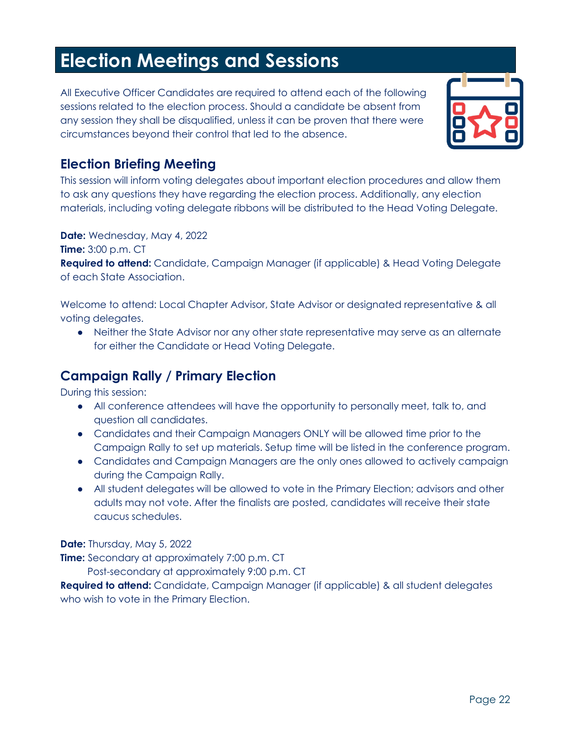# Election Meetings and Sessions

All Executive Officer Candidates are required to attend each of the following sessions related to the election process. Should a candidate be absent from any session they shall be disqualified, unless it can be proven that there were circumstances beyond their control that led to the absence.

## Election Briefing Meeting

This session will inform voting delegates about important election procedures and allow them to ask any questions they have regarding the election process. Additionally, any election materials, including voting delegate ribbons will be distributed to the Head Voting Delegate.

**Date:** Wednesday, May 4, 2022
**Time:** 3:00 p.m. CT
**Required to attend:** Candidate, Campaign Manager (if applicable) & Head Voting Delegate of each State Association.

Welcome to attend: Local Chapter Advisor, State Advisor or designated representative & all voting delegates.

- Neither the State Advisor nor any other state representative may serve as an alternate for either the Candidate or Head Voting Delegate.

## Campaign Rally / Primary Election

During this session:

- All conference attendees will have the opportunity to personally meet, talk to, and question all candidates.
- Candidates and their Campaign Managers ONLY will be allowed time prior to the Campaign Rally to set up materials. Setup time will be listed in the conference program.
- Candidates and Campaign Managers are the only ones allowed to actively campaign during the Campaign Rally.
- All student delegates will be allowed to vote in the Primary Election; advisors and other adults may not vote. After the finalists are posted, candidates will receive their state caucus schedules.

**Date:** Thursday, May 5, 2022
**Time:** Secondary at approximately 7:00 p.m. CT
Post-secondary at approximately 9:00 p.m. CT
**Required to attend:** Candidate, Campaign Manager (if applicable) & all student delegates who wish to vote in the Primary Election.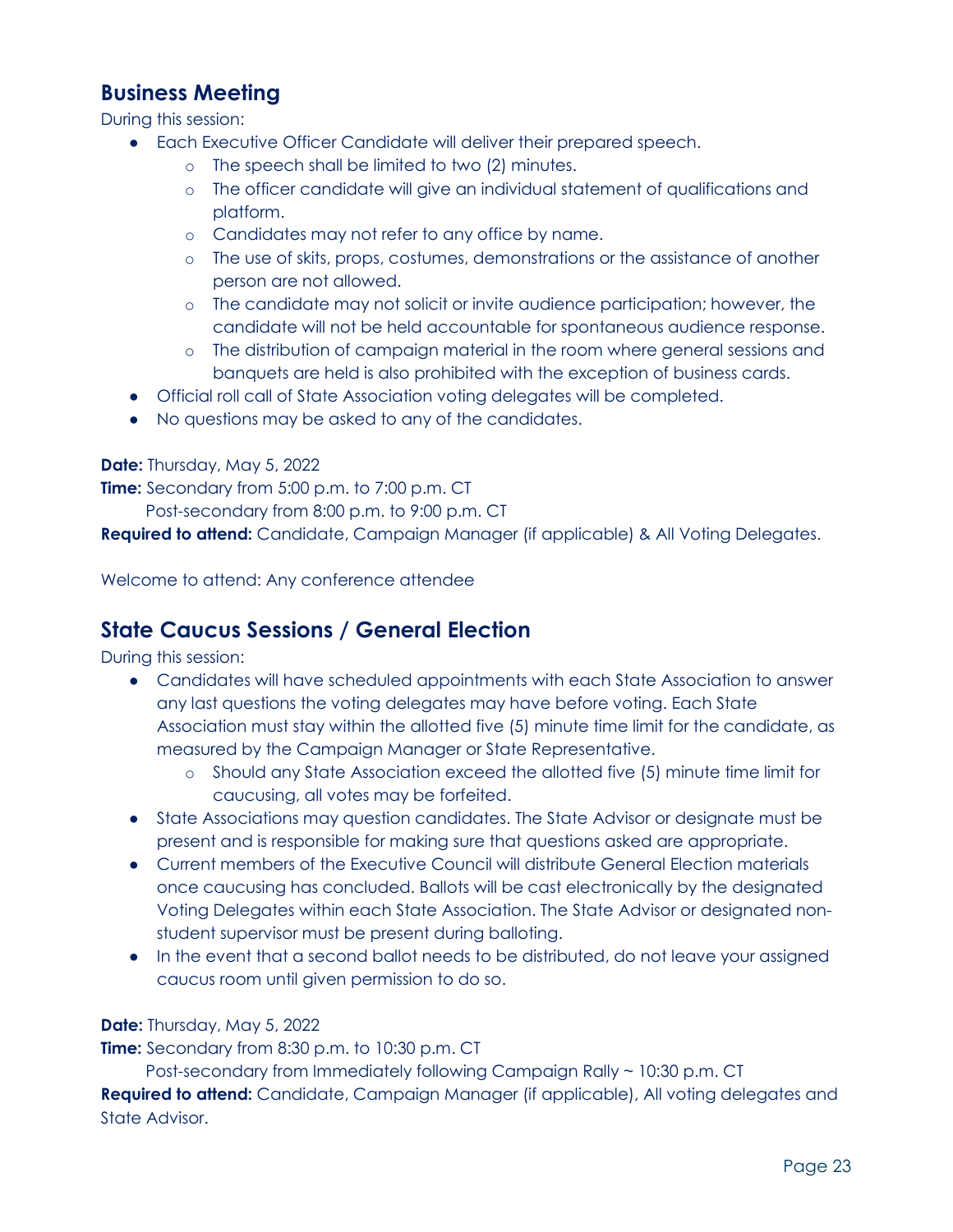## Business Meeting

During this session:

- Each Executive Officer Candidate will deliver their prepared speech.
    - The speech shall be limited to two (2) minutes.
    - The officer candidate will give an individual statement of qualifications and platform.
    - Candidates may not refer to any office by name.
    - The use of skits, props, costumes, demonstrations or the assistance of another person are not allowed.
    - The candidate may not solicit or invite audience participation; however, the candidate will not be held accountable for spontaneous audience response.
    - The distribution of campaign material in the room where general sessions and banquets are held is also prohibited with the exception of business cards.
- Official roll call of State Association voting delegates will be completed.
- No questions may be asked to any of the candidates.

**Date:** Thursday, May 5, 2022
**Time:** Secondary from 5:00 p.m. to 7:00 p.m. CT
Post-secondary from 8:00 p.m. to 9:00 p.m. CT
**Required to attend:** Candidate, Campaign Manager (if applicable) & All Voting Delegates.

Welcome to attend: Any conference attendee

## State Caucus Sessions / General Election

During this session:

- Candidates will have scheduled appointments with each State Association to answer any last questions the voting delegates may have before voting. Each State Association must stay within the allotted five (5) minute time limit for the candidate, as measured by the Campaign Manager or State Representative.
    - Should any State Association exceed the allotted five (5) minute time limit for caucusing, all votes may be forfeited.
- State Associations may question candidates. The State Advisor or designate must be present and is responsible for making sure that questions asked are appropriate.
- Current members of the Executive Council will distribute General Election materials once caucusing has concluded. Ballots will be cast electronically by the designated Voting Delegates within each State Association. The State Advisor or designated non-student supervisor must be present during balloting.
- In the event that a second ballot needs to be distributed, do not leave your assigned caucus room until given permission to do so.

**Date:** Thursday, May 5, 2022
**Time:** Secondary from 8:30 p.m. to 10:30 p.m. CT
Post-secondary from Immediately following Campaign Rally ~ 10:30 p.m. CT
**Required to attend:** Candidate, Campaign Manager (if applicable), All voting delegates and State Advisor.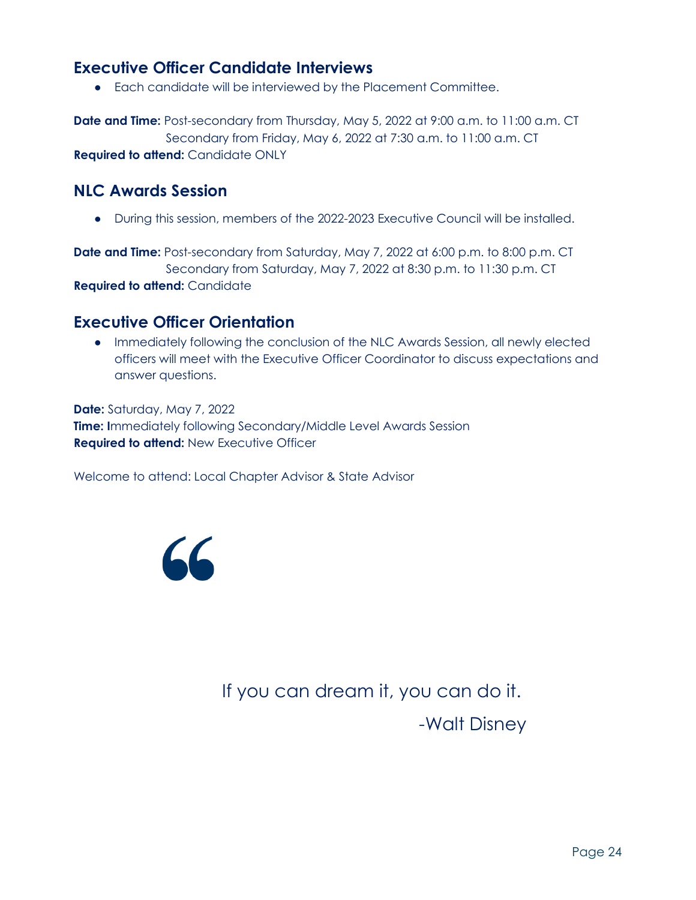## Executive Officer Candidate Interviews

- Each candidate will be interviewed by the Placement Committee.

**Date and Time:** Post-secondary from Thursday, May 5, 2022 at 9:00 a.m. to 11:00 a.m. CT
Secondary from Friday, May 6, 2022 at 7:30 a.m. to 11:00 a.m. CT
**Required to attend:** Candidate ONLY

## NLC Awards Session

- During this session, members of the 2022-2023 Executive Council will be installed.

**Date and Time:** Post-secondary from Saturday, May 7, 2022 at 6:00 p.m. to 8:00 p.m. CT
Secondary from Saturday, May 7, 2022 at 8:30 p.m. to 11:30 p.m. CT
**Required to attend:** Candidate

## Executive Officer Orientation

- Immediately following the conclusion of the NLC Awards Session, all newly elected officers will meet with the Executive Officer Coordinator to discuss expectations and answer questions.

**Date:** Saturday, May 7, 2022
**Time: I**mmediately following Secondary/Middle Level Awards Session
**Required to attend:** New Executive Officer

Welcome to attend: Local Chapter Advisor & State Advisor

> If you can dream it, you can do it.
>
> -Walt Disney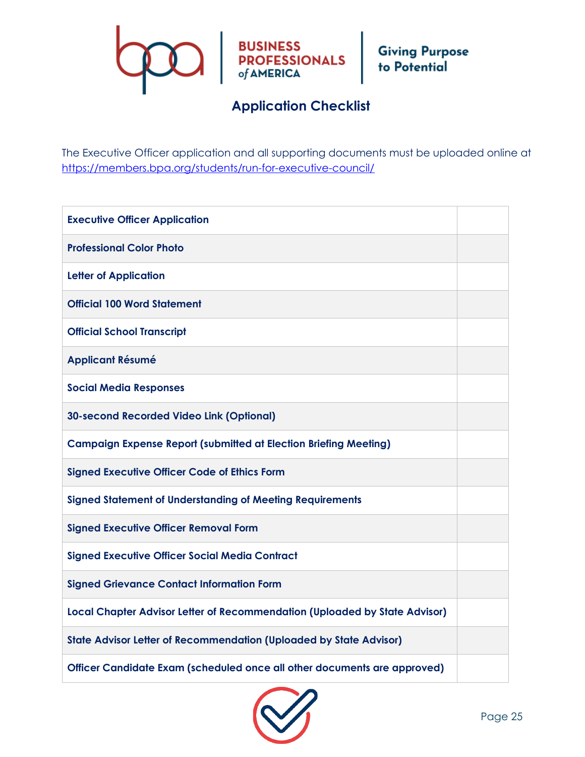# Application Checklist

The Executive Officer application and all supporting documents must be uploaded online at https://members.bpa.org/students/run-for-executive-council/

| | |
|---|---|
| **Executive Officer Application** | |
| **Professional Color Photo** | |
| **Letter of Application** | |
| **Official 100 Word Statement** | |
| **Official School Transcript** | |
| **Applicant Résumé** | |
| **Social Media Responses** | |
| **30-second Recorded Video Link (Optional)** | |
| **Campaign Expense Report (submitted at Election Briefing Meeting)** | |
| **Signed Executive Officer Code of Ethics Form** | |
| **Signed Statement of Understanding of Meeting Requirements** | |
| **Signed Executive Officer Removal Form** | |
| **Signed Executive Officer Social Media Contract** | |
| **Signed Grievance Contact Information Form** | |
| **Local Chapter Advisor Letter of Recommendation (Uploaded by State Advisor)** | |
| **State Advisor Letter of Recommendation (Uploaded by State Advisor)** | |
| **Officer Candidate Exam (scheduled once all other documents are approved)** | |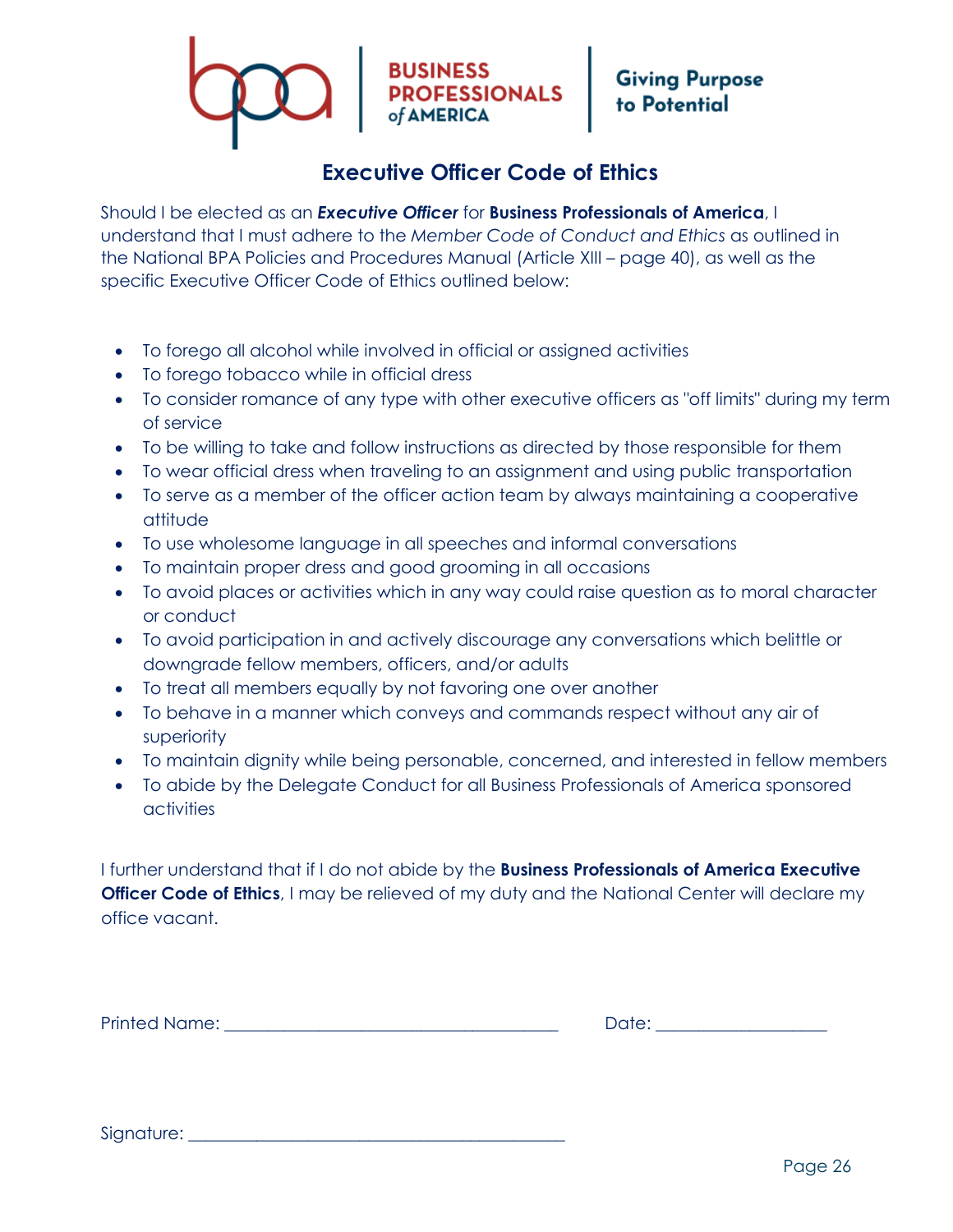BUSINESS PROFESSIONALS of AMERICA | Giving Purpose to Potential

# Executive Officer Code of Ethics

Should I be elected as an ***Executive Officer*** for **Business Professionals of America**, I understand that I must adhere to the *Member Code of Conduct and Ethics* as outlined in the National BPA Policies and Procedures Manual (Article XIII – page 40), as well as the specific Executive Officer Code of Ethics outlined below:

- To forego all alcohol while involved in official or assigned activities
- To forego tobacco while in official dress
- To consider romance of any type with other executive officers as "off limits" during my term of service
- To be willing to take and follow instructions as directed by those responsible for them
- To wear official dress when traveling to an assignment and using public transportation
- To serve as a member of the officer action team by always maintaining a cooperative attitude
- To use wholesome language in all speeches and informal conversations
- To maintain proper dress and good grooming in all occasions
- To avoid places or activities which in any way could raise question as to moral character or conduct
- To avoid participation in and actively discourage any conversations which belittle or downgrade fellow members, officers, and/or adults
- To treat all members equally by not favoring one over another
- To behave in a manner which conveys and commands respect without any air of superiority
- To maintain dignity while being personable, concerned, and interested in fellow members
- To abide by the Delegate Conduct for all Business Professionals of America sponsored activities

I further understand that if I do not abide by the **Business Professionals of America Executive Officer Code of Ethics**, I may be relieved of my duty and the National Center will declare my office vacant.

Printed Name: ______________________________ Date: _______________

Signature: __________________________________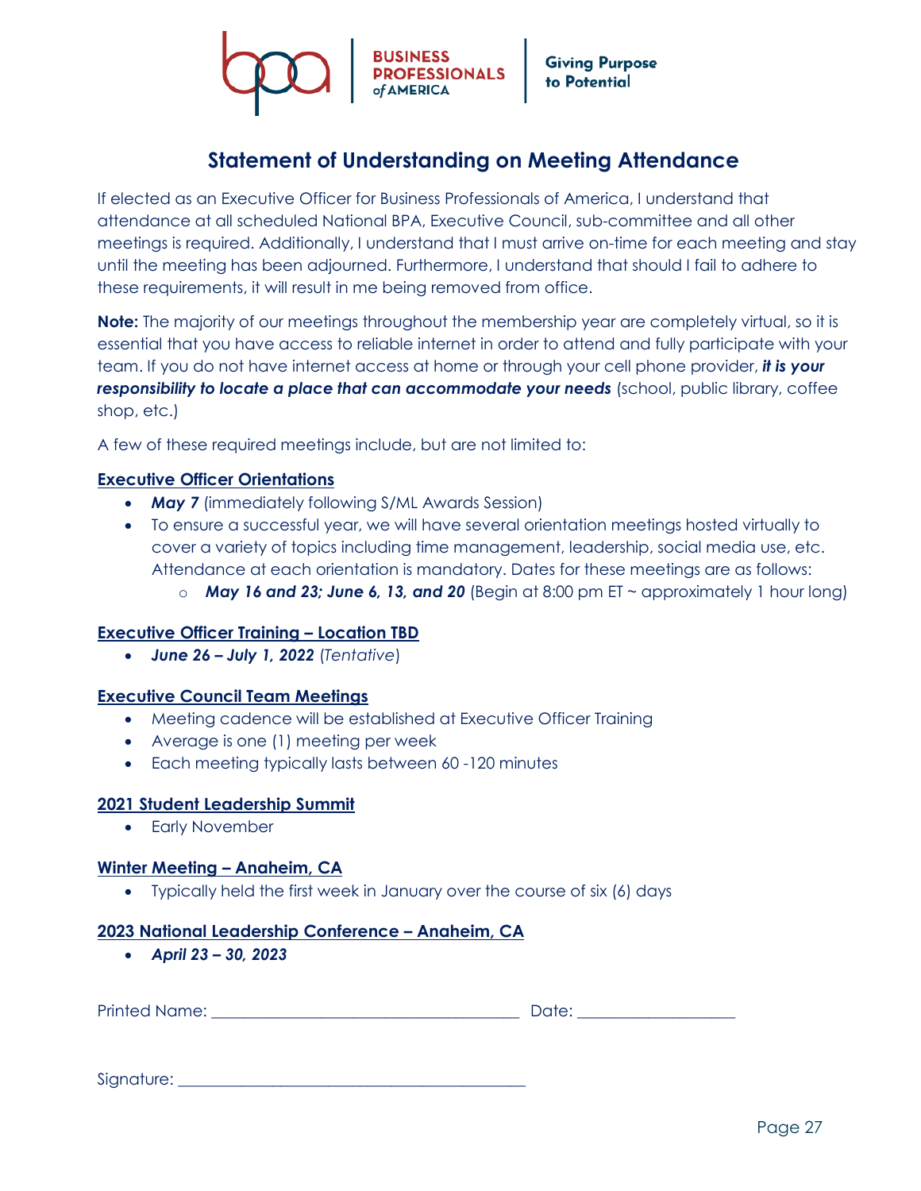BUSINESS PROFESSIONALS of AMERICA | Giving Purpose to Potential

# Statement of Understanding on Meeting Attendance

If elected as an Executive Officer for Business Professionals of America, I understand that attendance at all scheduled National BPA, Executive Council, sub-committee and all other meetings is required. Additionally, I understand that I must arrive on-time for each meeting and stay until the meeting has been adjourned. Furthermore, I understand that should I fail to adhere to these requirements, it will result in me being removed from office.

**Note:** The majority of our meetings throughout the membership year are completely virtual, so it is essential that you have access to reliable internet in order to attend and fully participate with your team. If you do not have internet access at home or through your cell phone provider, ***it is your responsibility to locate a place that can accommodate your needs*** (school, public library, coffee shop, etc.)

A few of these required meetings include, but are not limited to:

**Executive Officer Orientations**

- ***May 7*** (immediately following S/ML Awards Session)
- To ensure a successful year, we will have several orientation meetings hosted virtually to cover a variety of topics including time management, leadership, social media use, etc. Attendance at each orientation is mandatory. Dates for these meetings are as follows:
  - ***May 16 and 23; June 6, 13, and 20*** (Begin at 8:00 pm ET ~ approximately 1 hour long)

**Executive Officer Training – Location TBD**

- ***June 26 – July 1, 2022*** (*Tentative*)

**Executive Council Team Meetings**

- Meeting cadence will be established at Executive Officer Training
- Average is one (1) meeting per week
- Each meeting typically lasts between 60 -120 minutes

**2021 Student Leadership Summit**

- Early November

**Winter Meeting – Anaheim, CA**

- Typically held the first week in January over the course of six (6) days

**2023 National Leadership Conference – Anaheim, CA**

- ***April 23 – 30, 2023***

Printed Name: ______________________________ Date: ________________

Signature: ___________________________________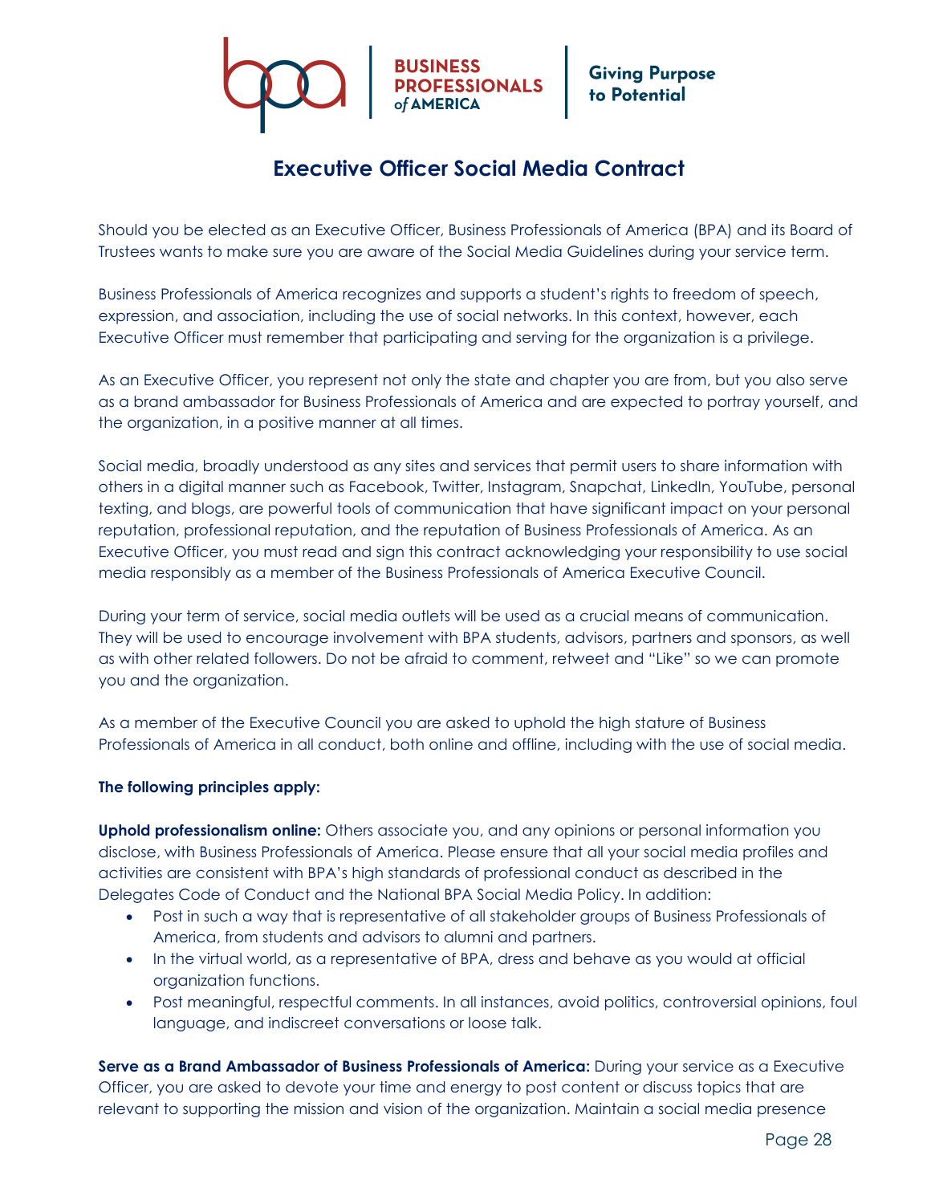# Executive Officer Social Media Contract

Should you be elected as an Executive Officer, Business Professionals of America (BPA) and its Board of Trustees wants to make sure you are aware of the Social Media Guidelines during your service term.

Business Professionals of America recognizes and supports a student's rights to freedom of speech, expression, and association, including the use of social networks. In this context, however, each Executive Officer must remember that participating and serving for the organization is a privilege.

As an Executive Officer, you represent not only the state and chapter you are from, but you also serve as a brand ambassador for Business Professionals of America and are expected to portray yourself, and the organization, in a positive manner at all times.

Social media, broadly understood as any sites and services that permit users to share information with others in a digital manner such as Facebook, Twitter, Instagram, Snapchat, LinkedIn, YouTube, personal texting, and blogs, are powerful tools of communication that have significant impact on your personal reputation, professional reputation, and the reputation of Business Professionals of America. As an Executive Officer, you must read and sign this contract acknowledging your responsibility to use social media responsibly as a member of the Business Professionals of America Executive Council.

During your term of service, social media outlets will be used as a crucial means of communication. They will be used to encourage involvement with BPA students, advisors, partners and sponsors, as well as with other related followers. Do not be afraid to comment, retweet and "Like" so we can promote you and the organization.

As a member of the Executive Council you are asked to uphold the high stature of Business Professionals of America in all conduct, both online and offline, including with the use of social media.

**The following principles apply:**

**Uphold professionalism online:** Others associate you, and any opinions or personal information you disclose, with Business Professionals of America. Please ensure that all your social media profiles and activities are consistent with BPA's high standards of professional conduct as described in the Delegates Code of Conduct and the National BPA Social Media Policy. In addition:

- Post in such a way that is representative of all stakeholder groups of Business Professionals of America, from students and advisors to alumni and partners.
- In the virtual world, as a representative of BPA, dress and behave as you would at official organization functions.
- Post meaningful, respectful comments. In all instances, avoid politics, controversial opinions, foul language, and indiscreet conversations or loose talk.

**Serve as a Brand Ambassador of Business Professionals of America:** During your service as a Executive Officer, you are asked to devote your time and energy to post content or discuss topics that are relevant to supporting the mission and vision of the organization. Maintain a social media presence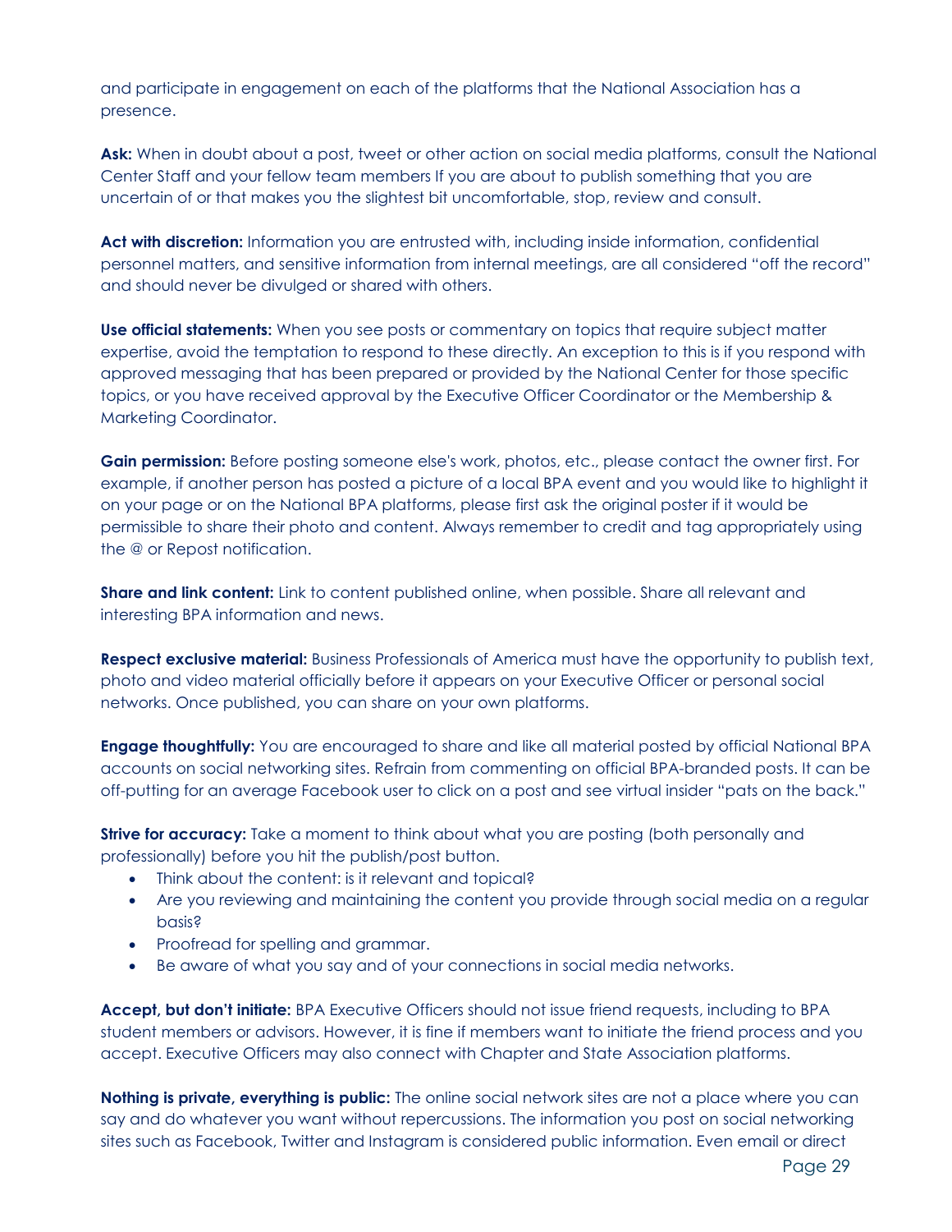and participate in engagement on each of the platforms that the National Association has a presence.

**Ask:** When in doubt about a post, tweet or other action on social media platforms, consult the National Center Staff and your fellow team members If you are about to publish something that you are uncertain of or that makes you the slightest bit uncomfortable, stop, review and consult.

**Act with discretion:** Information you are entrusted with, including inside information, confidential personnel matters, and sensitive information from internal meetings, are all considered "off the record" and should never be divulged or shared with others.

**Use official statements:** When you see posts or commentary on topics that require subject matter expertise, avoid the temptation to respond to these directly. An exception to this is if you respond with approved messaging that has been prepared or provided by the National Center for those specific topics, or you have received approval by the Executive Officer Coordinator or the Membership & Marketing Coordinator.

**Gain permission:** Before posting someone else's work, photos, etc., please contact the owner first. For example, if another person has posted a picture of a local BPA event and you would like to highlight it on your page or on the National BPA platforms, please first ask the original poster if it would be permissible to share their photo and content. Always remember to credit and tag appropriately using the @ or Repost notification.

**Share and link content:** Link to content published online, when possible. Share all relevant and interesting BPA information and news.

**Respect exclusive material:** Business Professionals of America must have the opportunity to publish text, photo and video material officially before it appears on your Executive Officer or personal social networks. Once published, you can share on your own platforms.

**Engage thoughtfully:** You are encouraged to share and like all material posted by official National BPA accounts on social networking sites. Refrain from commenting on official BPA-branded posts. It can be off-putting for an average Facebook user to click on a post and see virtual insider "pats on the back."

**Strive for accuracy:** Take a moment to think about what you are posting (both personally and professionally) before you hit the publish/post button.

- Think about the content: is it relevant and topical?
- Are you reviewing and maintaining the content you provide through social media on a regular basis?
- Proofread for spelling and grammar.
- Be aware of what you say and of your connections in social media networks.

**Accept, but don't initiate:** BPA Executive Officers should not issue friend requests, including to BPA student members or advisors. However, it is fine if members want to initiate the friend process and you accept. Executive Officers may also connect with Chapter and State Association platforms.

**Nothing is private, everything is public:** The online social network sites are not a place where you can say and do whatever you want without repercussions. The information you post on social networking sites such as Facebook, Twitter and Instagram is considered public information. Even email or direct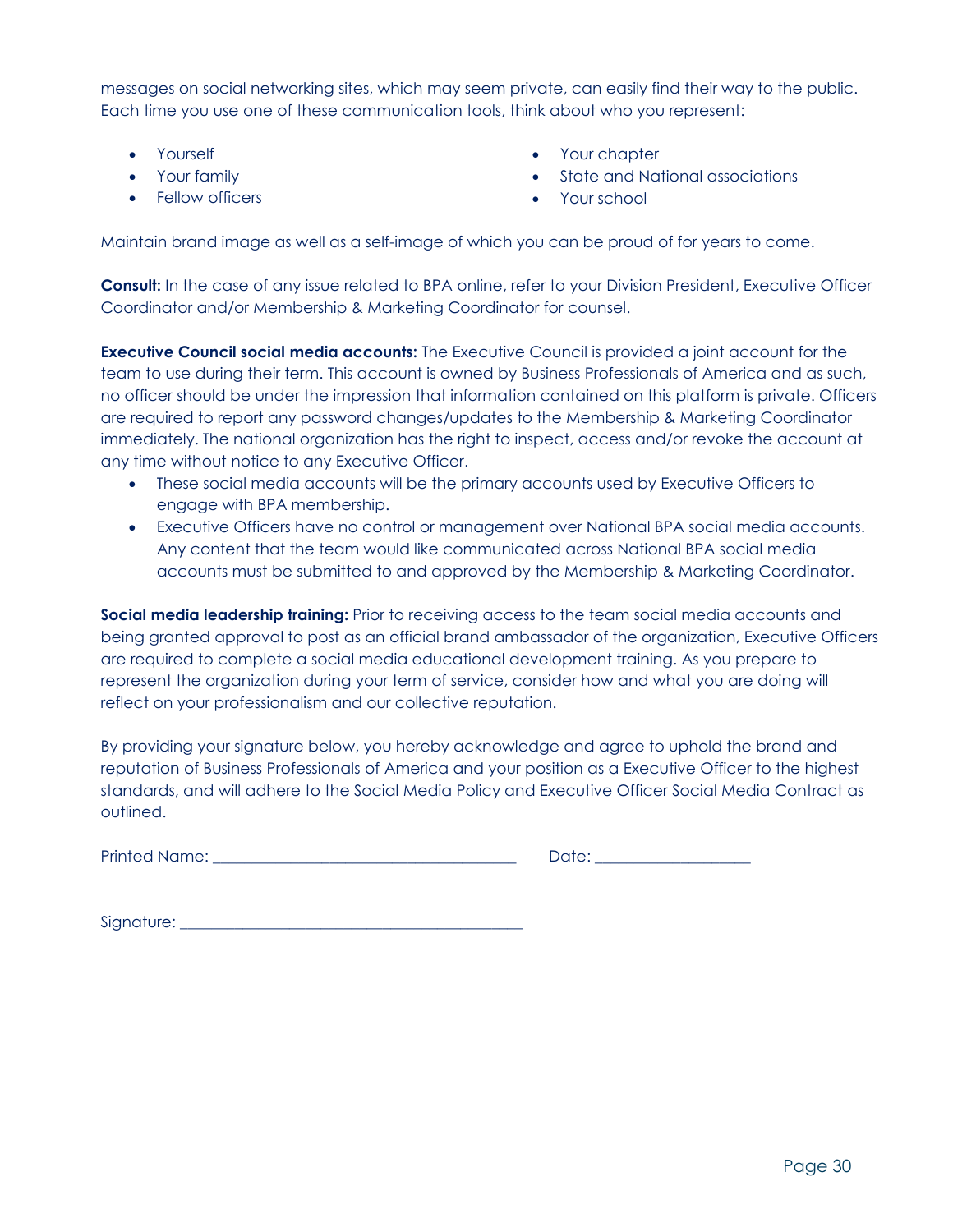messages on social networking sites, which may seem private, can easily find their way to the public. Each time you use one of these communication tools, think about who you represent:

- Yourself
- Your family
- Fellow officers
- Your chapter
- State and National associations
- Your school

Maintain brand image as well as a self-image of which you can be proud of for years to come.

**Consult:** In the case of any issue related to BPA online, refer to your Division President, Executive Officer Coordinator and/or Membership & Marketing Coordinator for counsel.

**Executive Council social media accounts:** The Executive Council is provided a joint account for the team to use during their term. This account is owned by Business Professionals of America and as such, no officer should be under the impression that information contained on this platform is private. Officers are required to report any password changes/updates to the Membership & Marketing Coordinator immediately. The national organization has the right to inspect, access and/or revoke the account at any time without notice to any Executive Officer.

- These social media accounts will be the primary accounts used by Executive Officers to engage with BPA membership.
- Executive Officers have no control or management over National BPA social media accounts. Any content that the team would like communicated across National BPA social media accounts must be submitted to and approved by the Membership & Marketing Coordinator.

**Social media leadership training:** Prior to receiving access to the team social media accounts and being granted approval to post as an official brand ambassador of the organization, Executive Officers are required to complete a social media educational development training. As you prepare to represent the organization during your term of service, consider how and what you are doing will reflect on your professionalism and our collective reputation.

By providing your signature below, you hereby acknowledge and agree to uphold the brand and reputation of Business Professionals of America and your position as a Executive Officer to the highest standards, and will adhere to the Social Media Policy and Executive Officer Social Media Contract as outlined.

Printed Name: ______________________________________ Date: ___________________

Signature: ___________________________________________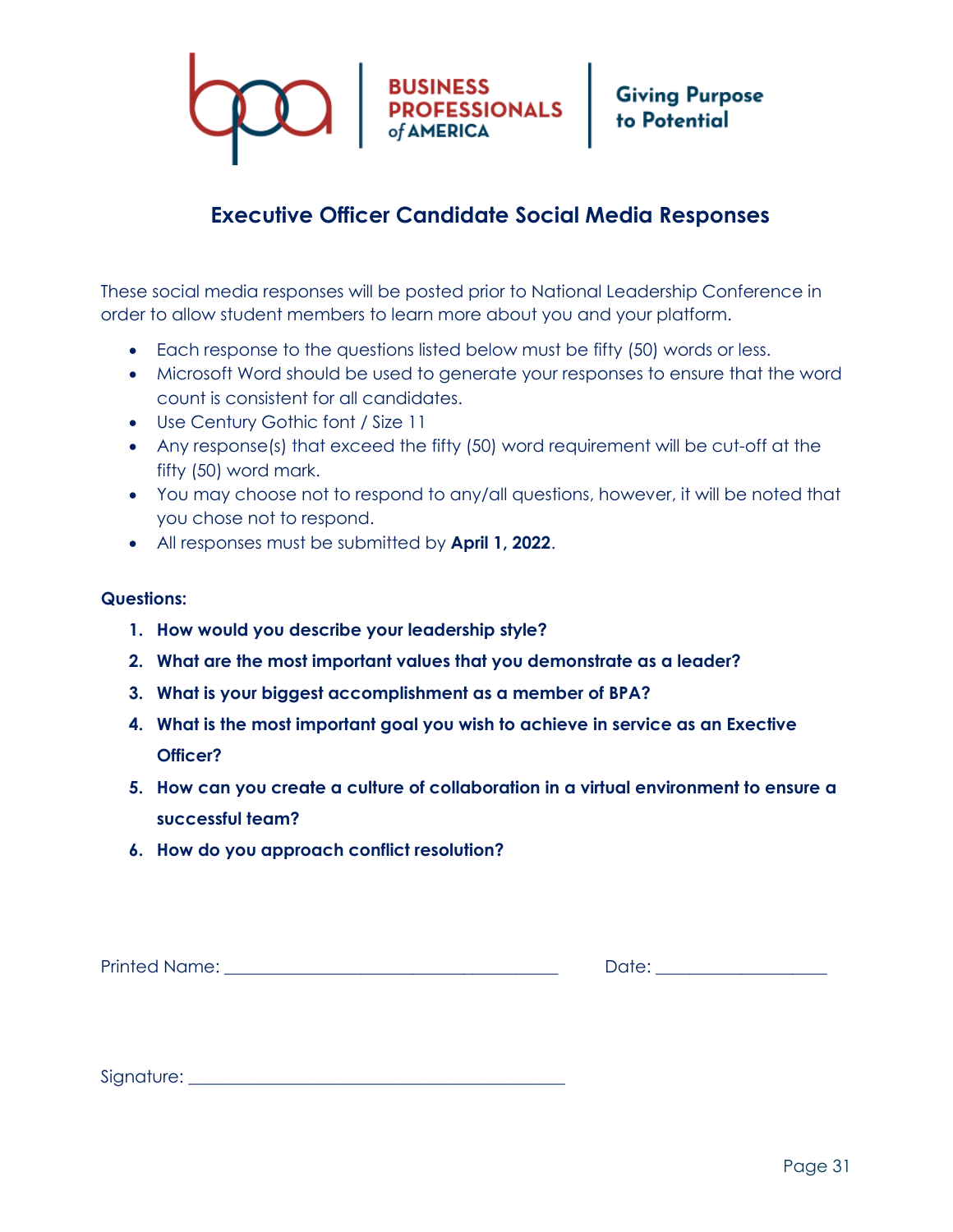# Executive Officer Candidate Social Media Responses

These social media responses will be posted prior to National Leadership Conference in order to allow student members to learn more about you and your platform.

- Each response to the questions listed below must be fifty (50) words or less.
- Microsoft Word should be used to generate your responses to ensure that the word count is consistent for all candidates.
- Use Century Gothic font / Size 11
- Any response(s) that exceed the fifty (50) word requirement will be cut-off at the fifty (50) word mark.
- You may choose not to respond to any/all questions, however, it will be noted that you chose not to respond.
- All responses must be submitted by **April 1, 2022**.

**Questions:**

1. **How would you describe your leadership style?**
2. **What are the most important values that you demonstrate as a leader?**
3. **What is your biggest accomplishment as a member of BPA?**
4. **What is the most important goal you wish to achieve in service as an Exective Officer?**
5. **How can you create a culture of collaboration in a virtual environment to ensure a successful team?**
6. **How do you approach conflict resolution?**

Printed Name: ______________________________________ Date: ___________________

Signature: __________________________________________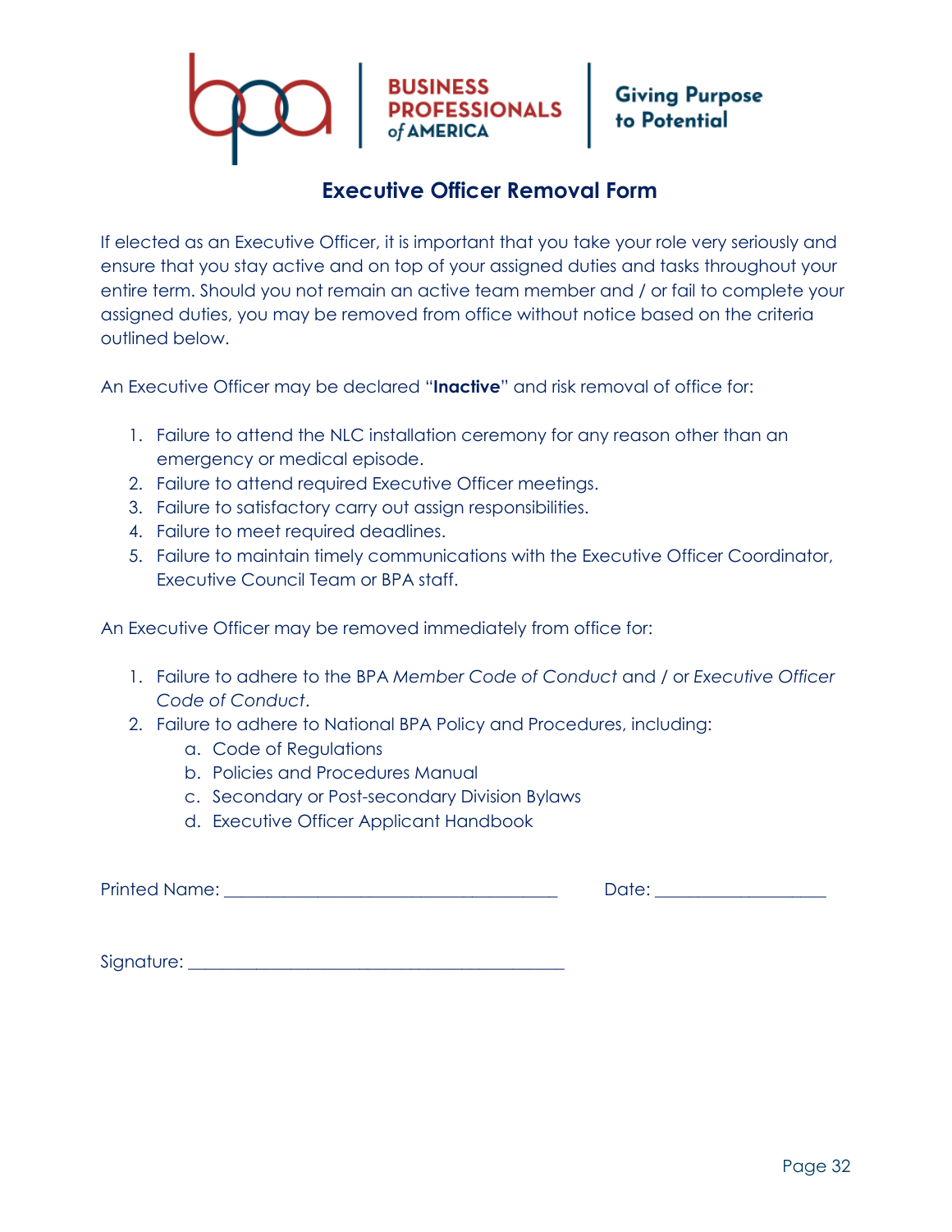BUSINESS PROFESSIONALS of AMERICA | Giving Purpose to Potential

# Executive Officer Removal Form

If elected as an Executive Officer, it is important that you take your role very seriously and ensure that you stay active and on top of your assigned duties and tasks throughout your entire term. Should you not remain an active team member and / or fail to complete your assigned duties, you may be removed from office without notice based on the criteria outlined below.

An Executive Officer may be declared "**Inactive**" and risk removal of office for:

1. Failure to attend the NLC installation ceremony for any reason other than an emergency or medical episode.
2. Failure to attend required Executive Officer meetings.
3. Failure to satisfactory carry out assign responsibilities.
4. Failure to meet required deadlines.
5. Failure to maintain timely communications with the Executive Officer Coordinator, Executive Council Team or BPA staff.

An Executive Officer may be removed immediately from office for:

1. Failure to adhere to the BPA *Member Code of Conduct* and / or *Executive Officer Code of Conduct*.
2. Failure to adhere to National BPA Policy and Procedures, including:
   a. Code of Regulations
   b. Policies and Procedures Manual
   c. Secondary or Post-secondary Division Bylaws
   d. Executive Officer Applicant Handbook

Printed Name: ______________________________________ Date: ___________________

Signature: ___________________________________________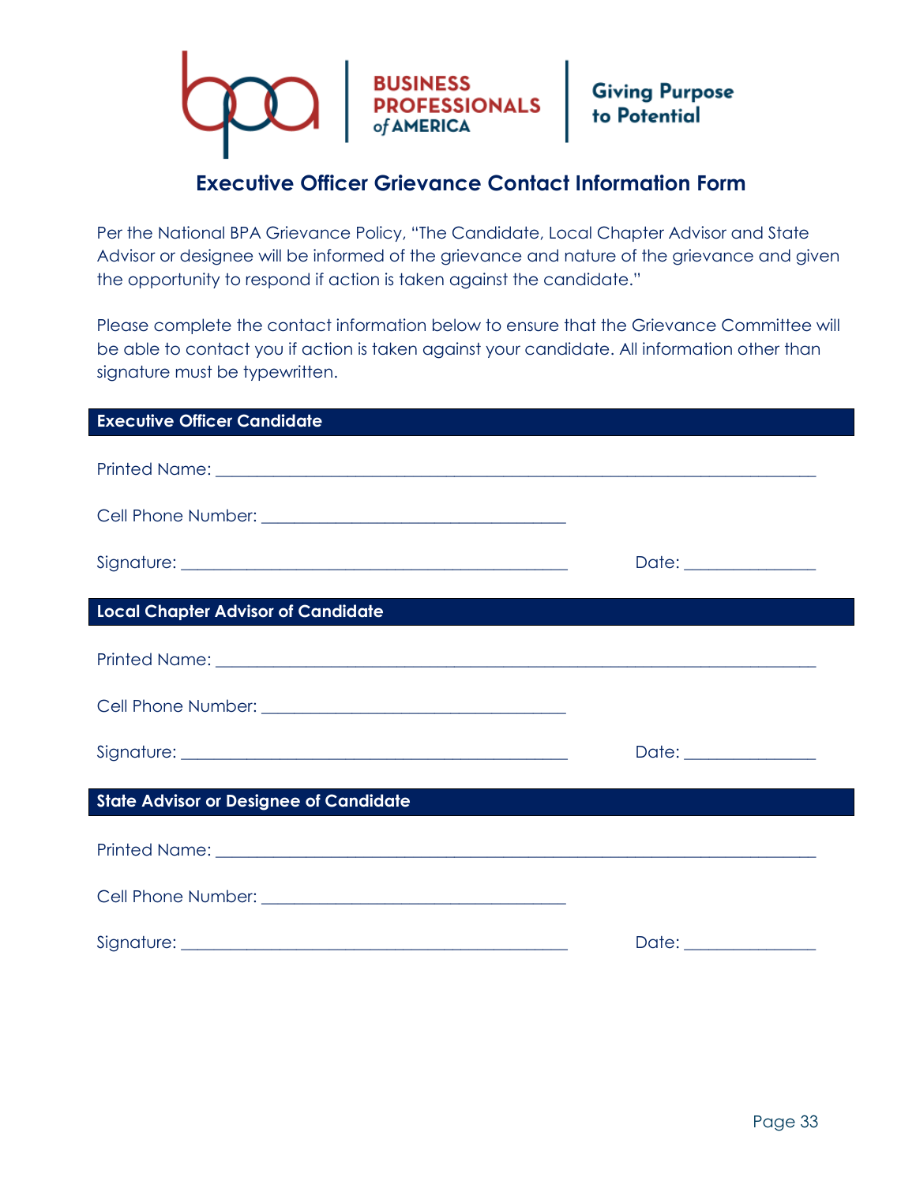BUSINESS PROFESSIONALS of AMERICA | Giving Purpose to Potential

# Executive Officer Grievance Contact Information Form

Per the National BPA Grievance Policy, "The Candidate, Local Chapter Advisor and State Advisor or designee will be informed of the grievance and nature of the grievance and given the opportunity to respond if action is taken against the candidate."

Please complete the contact information below to ensure that the Grievance Committee will be able to contact you if action is taken against your candidate. All information other than signature must be typewritten.

## Executive Officer Candidate

Printed Name: ______________________________________________________________

Cell Phone Number: ___________________________________

Signature: _____________________________________________ Date: _______________

## Local Chapter Advisor of Candidate

Printed Name: ______________________________________________________________

Cell Phone Number: ___________________________________

Signature: _____________________________________________ Date: _______________

## State Advisor or Designee of Candidate

Printed Name: ______________________________________________________________

Cell Phone Number: ___________________________________

Signature: _____________________________________________ Date: _______________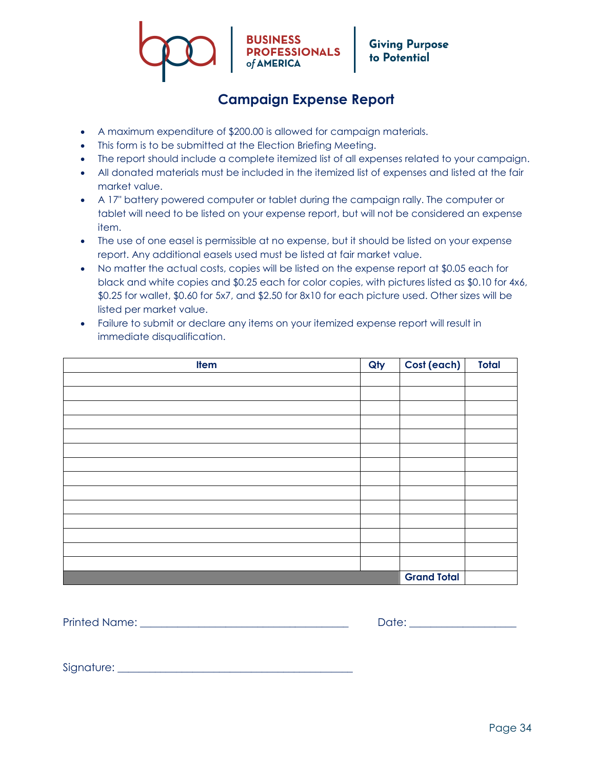BUSINESS PROFESSIONALS of AMERICA

Giving Purpose to Potential

# Campaign Expense Report

- A maximum expenditure of $200.00 is allowed for campaign materials.
- This form is to be submitted at the Election Briefing Meeting.
- The report should include a complete itemized list of all expenses related to your campaign.
- All donated materials must be included in the itemized list of expenses and listed at the fair market value.
- A 17" battery powered computer or tablet during the campaign rally. The computer or tablet will need to be listed on your expense report, but will not be considered an expense item.
- The use of one easel is permissible at no expense, but it should be listed on your expense report. Any additional easels used must be listed at fair market value.
- No matter the actual costs, copies will be listed on the expense report at $0.05 each for black and white copies and $0.25 each for color copies, with pictures listed as $0.10 for 4x6, $0.25 for wallet, $0.60 for 5x7, and $2.50 for 8x10 for each picture used. Other sizes will be listed per market value.
- Failure to submit or declare any items on your itemized expense report will result in immediate disqualification.

| Item | Qty | Cost (each) | Total |
|---|---|---|---|
| | | | |
| | | | |
| | | | |
| | | | |
| | | | |
| | | | |
| | | | |
| | | | |
| | | | |
| | | | |
| | | | |
| | | | |
| | | | |
| | | | |
| | | **Grand Total** | |

Printed Name: ______________________________________ Date: ___________________

Signature: ___________________________________________